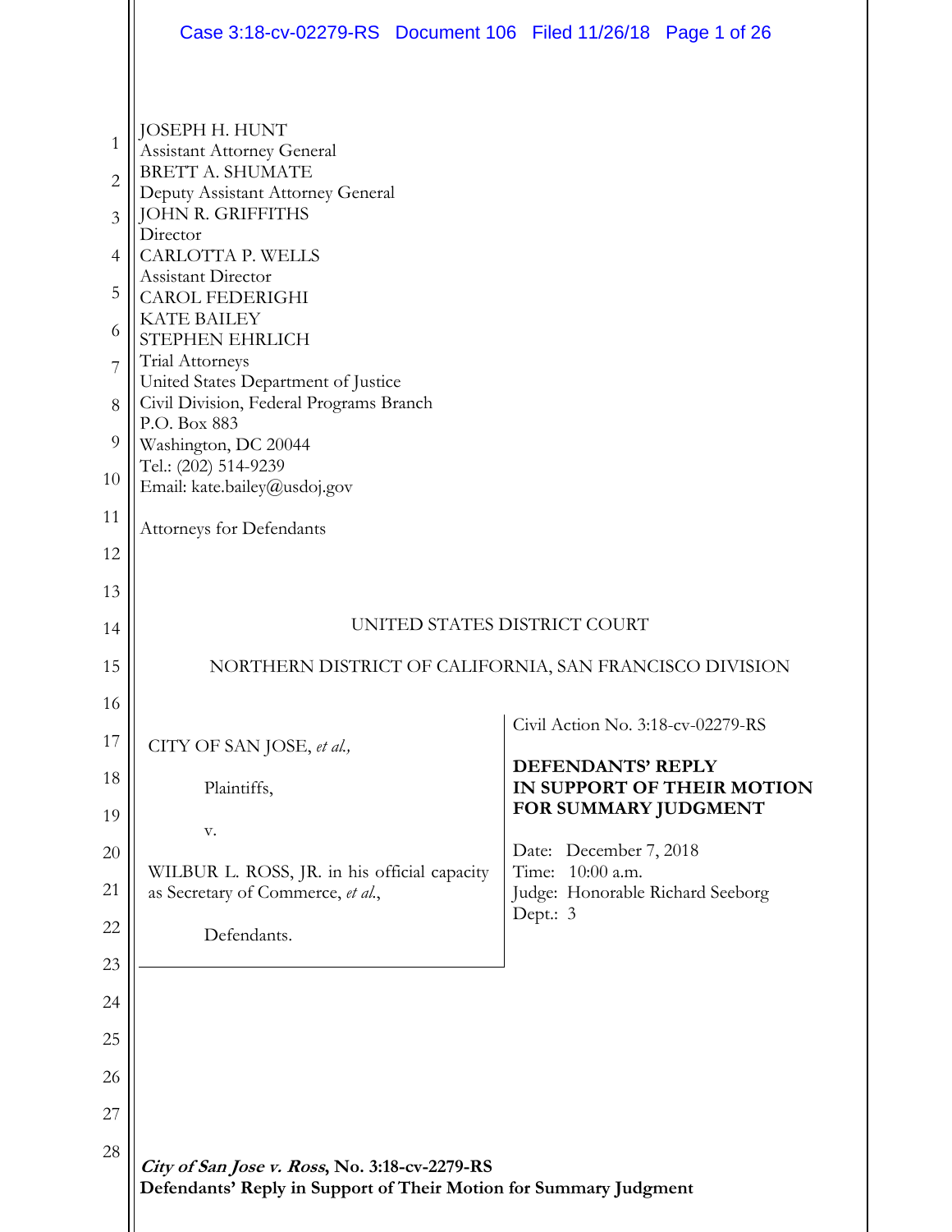JOSEPH H. HUNT
Assistant Attorney General
BRETT A. SHUMATE
Deputy Assistant Attorney General
JOHN R. GRIFFITHS
Director
CARLOTTA P. WELLS
Assistant Director
CAROL FEDERIGHI
KATE BAILEY
STEPHEN EHRLICH
Trial Attorneys
United States Department of Justice
Civil Division, Federal Programs Branch
P.O. Box 883
Washington, DC 20044
Tel.: (202) 514-9239
Email: kate.bailey@usdoj.gov

Attorneys for Defendants

UNITED STATES DISTRICT COURT

NORTHERN DISTRICT OF CALIFORNIA, SAN FRANCISCO DIVISION

| | |
|---|---|
| CITY OF SAN JOSE, *et al.,*<br><br>Plaintiffs,<br><br>v.<br><br>WILBUR L. ROSS, JR. in his official capacity as Secretary of Commerce, *et al.*,<br><br>Defendants. | Civil Action No. 3:18-cv-02279-RS<br><br>**DEFENDANTS' REPLY IN SUPPORT OF THEIR MOTION FOR SUMMARY JUDGMENT**<br><br>Date: December 7, 2018<br>Time: 10:00 a.m.<br>Judge: Honorable Richard Seeborg<br>Dept.: 3 |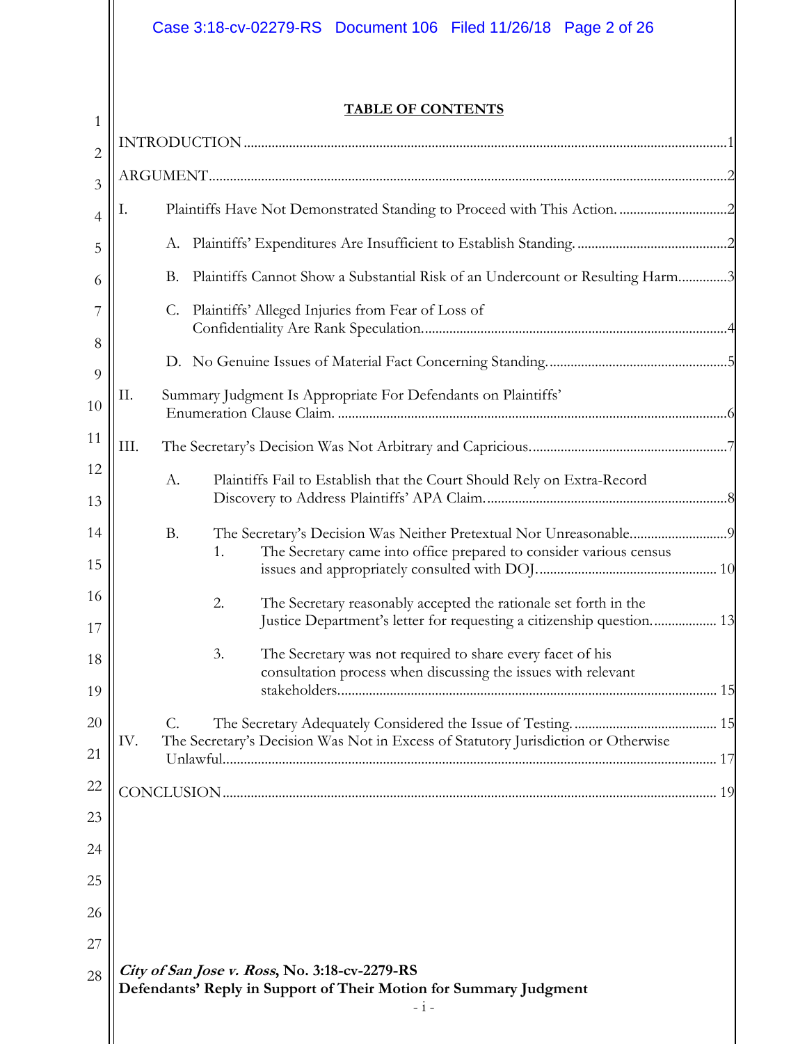## TABLE OF CONTENTS

INTRODUCTION ..... 1

ARGUMENT ..... 2

I. Plaintiffs Have Not Demonstrated Standing to Proceed with This Action. ..... 2

- A. Plaintiffs' Expenditures Are Insufficient to Establish Standing. ..... 2
- B. Plaintiffs Cannot Show a Substantial Risk of an Undercount or Resulting Harm ..... 3
- C. Plaintiffs' Alleged Injuries from Fear of Loss of Confidentiality Are Rank Speculation. ..... 4
- D. No Genuine Issues of Material Fact Concerning Standing. ..... 5

II. Summary Judgment Is Appropriate For Defendants on Plaintiffs' Enumeration Clause Claim. ..... 6

III. The Secretary's Decision Was Not Arbitrary and Capricious. ..... 7

- A. Plaintiffs Fail to Establish that the Court Should Rely on Extra-Record Discovery to Address Plaintiffs' APA Claim. ..... 8
- B. The Secretary's Decision Was Neither Pretextual Nor Unreasonable. ..... 9
  1. The Secretary came into office prepared to consider various census issues and appropriately consulted with DOJ. ..... 10
  2. The Secretary reasonably accepted the rationale set forth in the Justice Department's letter for requesting a citizenship question. ..... 13
  3. The Secretary was not required to share every facet of his consultation process when discussing the issues with relevant stakeholders. ..... 15
- C. The Secretary Adequately Considered the Issue of Testing. ..... 15

IV. The Secretary's Decision Was Not in Excess of Statutory Jurisdiction or Otherwise Unlawful. ..... 17

CONCLUSION ..... 19

*City of San Jose v. Ross*, No. 3:18-cv-2279-RS
**Defendants' Reply in Support of Their Motion for Summary Judgment**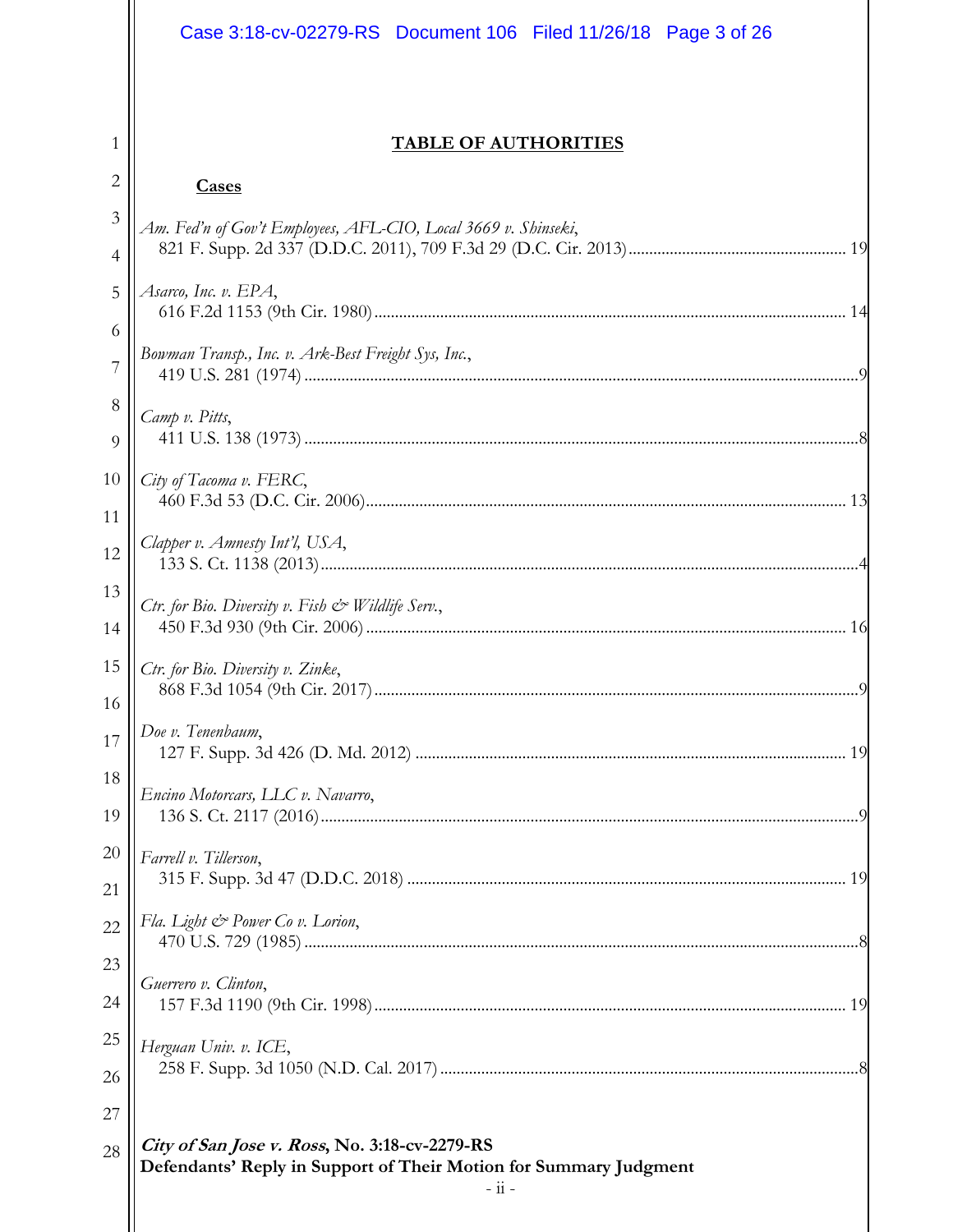# TABLE OF AUTHORITIES

## Cases

*Am. Fed'n of Gov't Employees, AFL-CIO, Local 3669 v. Shinseki*,
821 F. Supp. 2d 337 (D.D.C. 2011), 709 F.3d 29 (D.C. Cir. 2013) .................................................... 19

*Asarco, Inc. v. EPA*,
616 F.2d 1153 (9th Cir. 1980) ................................................................................................................ 14

*Bowman Transp., Inc. v. Ark-Best Freight Sys, Inc.*,
419 U.S. 281 (1974) ..................................................................................................................................9

*Camp v. Pitts*,
411 U.S. 138 (1973) ..................................................................................................................................8

*City of Tacoma v. FERC*,
460 F.3d 53 (D.C. Cir. 2006) .................................................................................................................. 13

*Clapper v. Amnesty Int'l, USA*,
133 S. Ct. 1138 (2013) ..............................................................................................................................4

*Ctr. for Bio. Diversity v. Fish & Wildlife Serv.*,
450 F.3d 930 (9th Cir. 2006) .................................................................................................................. 16

*Ctr. for Bio. Diversity v. Zinke*,
868 F.3d 1054 (9th Cir. 2017) ..................................................................................................................9

*Doe v. Tenenbaum*,
127 F. Supp. 3d 426 (D. Md. 2012) ...................................................................................................... 19

*Encino Motorcars, LLC v. Navarro*,
136 S. Ct. 2117 (2016) ..............................................................................................................................9

*Farrell v. Tillerson*,
315 F. Supp. 3d 47 (D.D.C. 2018) ........................................................................................................ 19

*Fla. Light & Power Co v. Lorion*,
470 U.S. 729 (1985) ..................................................................................................................................8

*Guerrero v. Clinton*,
157 F.3d 1190 (9th Cir. 1998) ................................................................................................................ 19

*Herguan Univ. v. ICE*,
258 F. Supp. 3d 1050 (N.D. Cal. 2017) ...................................................................................................8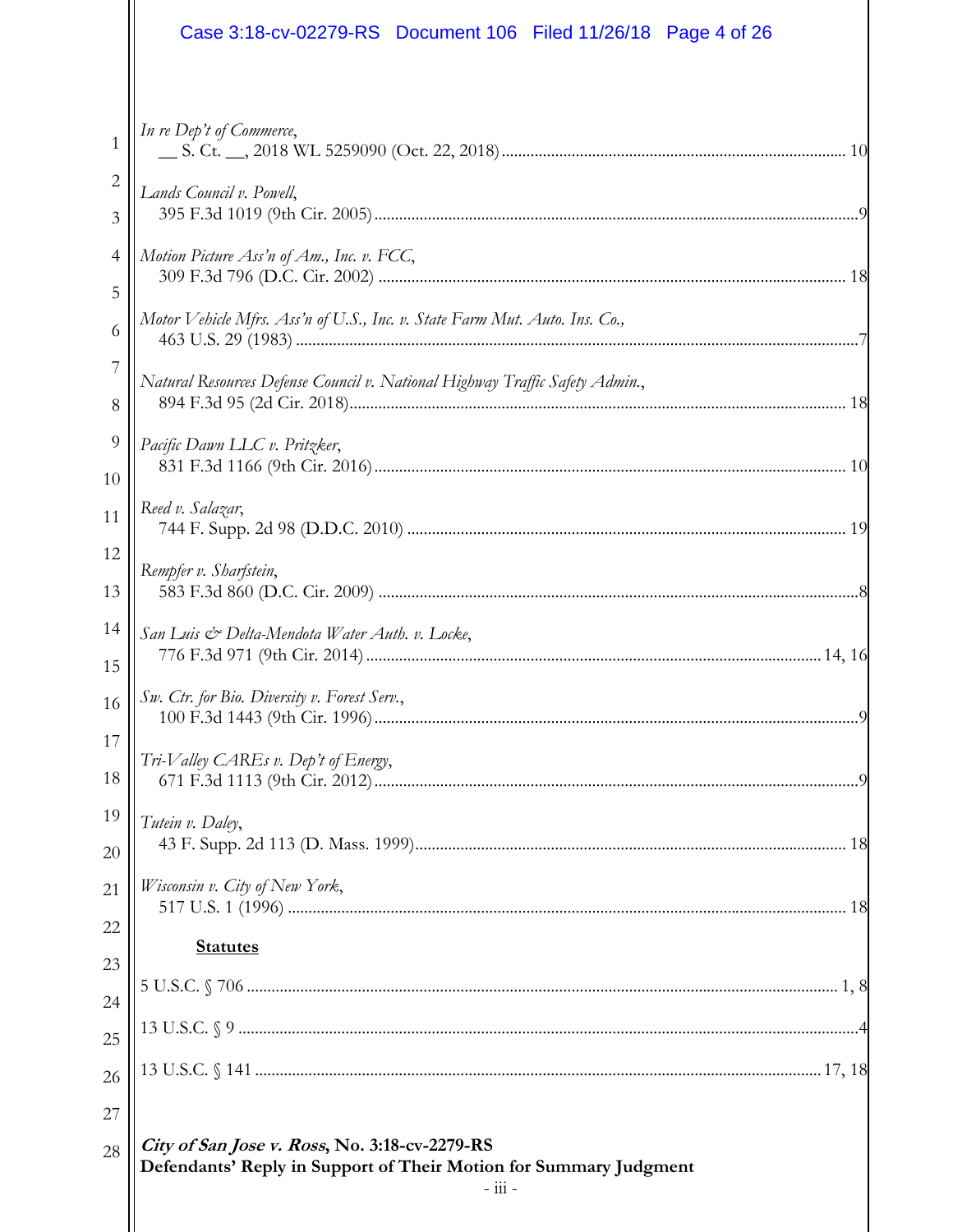*In re Dep't of Commerce*,
__ S. Ct. __, 2018 WL 5259090 (Oct. 22, 2018) .......... 10

*Lands Council v. Powell*,
395 F.3d 1019 (9th Cir. 2005) .......... 9

*Motion Picture Ass'n of Am., Inc. v. FCC*,
309 F.3d 796 (D.C. Cir. 2002) .......... 18

*Motor Vehicle Mfrs. Ass'n of U.S., Inc. v. State Farm Mut. Auto. Ins. Co.*,
463 U.S. 29 (1983) .......... 7

*Natural Resources Defense Council v. National Highway Traffic Safety Admin.*,
894 F.3d 95 (2d Cir. 2018) .......... 18

*Pacific Dawn LLC v. Pritzker*,
831 F.3d 1166 (9th Cir. 2016) .......... 10

*Reed v. Salazar*,
744 F. Supp. 2d 98 (D.D.C. 2010) .......... 19

*Rempfer v. Sharfstein*,
583 F.3d 860 (D.C. Cir. 2009) .......... 8

*San Luis & Delta-Mendota Water Auth. v. Locke*,
776 F.3d 971 (9th Cir. 2014) .......... 14, 16

*Sw. Ctr. for Bio. Diversity v. Forest Serv.*,
100 F.3d 1443 (9th Cir. 1996) .......... 9

*Tri-Valley CAREs v. Dep't of Energy*,
671 F.3d 1113 (9th Cir. 2012) .......... 9

*Tutein v. Daley*,
43 F. Supp. 2d 113 (D. Mass. 1999) .......... 18

*Wisconsin v. City of New York*,
517 U.S. 1 (1996) .......... 18

**Statutes**

5 U.S.C. § 706 .......... 1, 8

13 U.S.C. § 9 .......... 4

13 U.S.C. § 141 .......... 17, 18

***City of San Jose v. Ross*, No. 3:18-cv-2279-RS**
**Defendants' Reply in Support of Their Motion for Summary Judgment**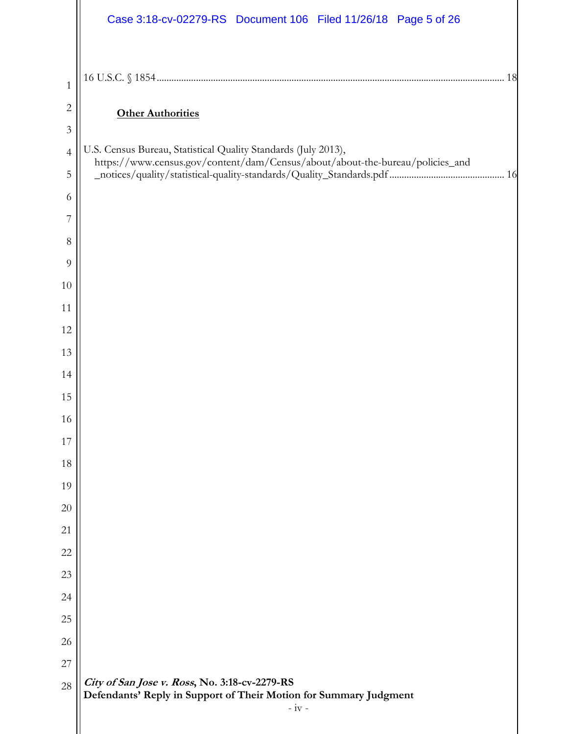16 U.S.C. § 1854 .......................................................................................................... 18

**Other Authorities**

U.S. Census Bureau, Statistical Quality Standards (July 2013),
https://www.census.gov/content/dam/Census/about/about-the-bureau/policies_and
_notices/quality/statistical-quality-standards/Quality_Standards.pdf ........................................ 16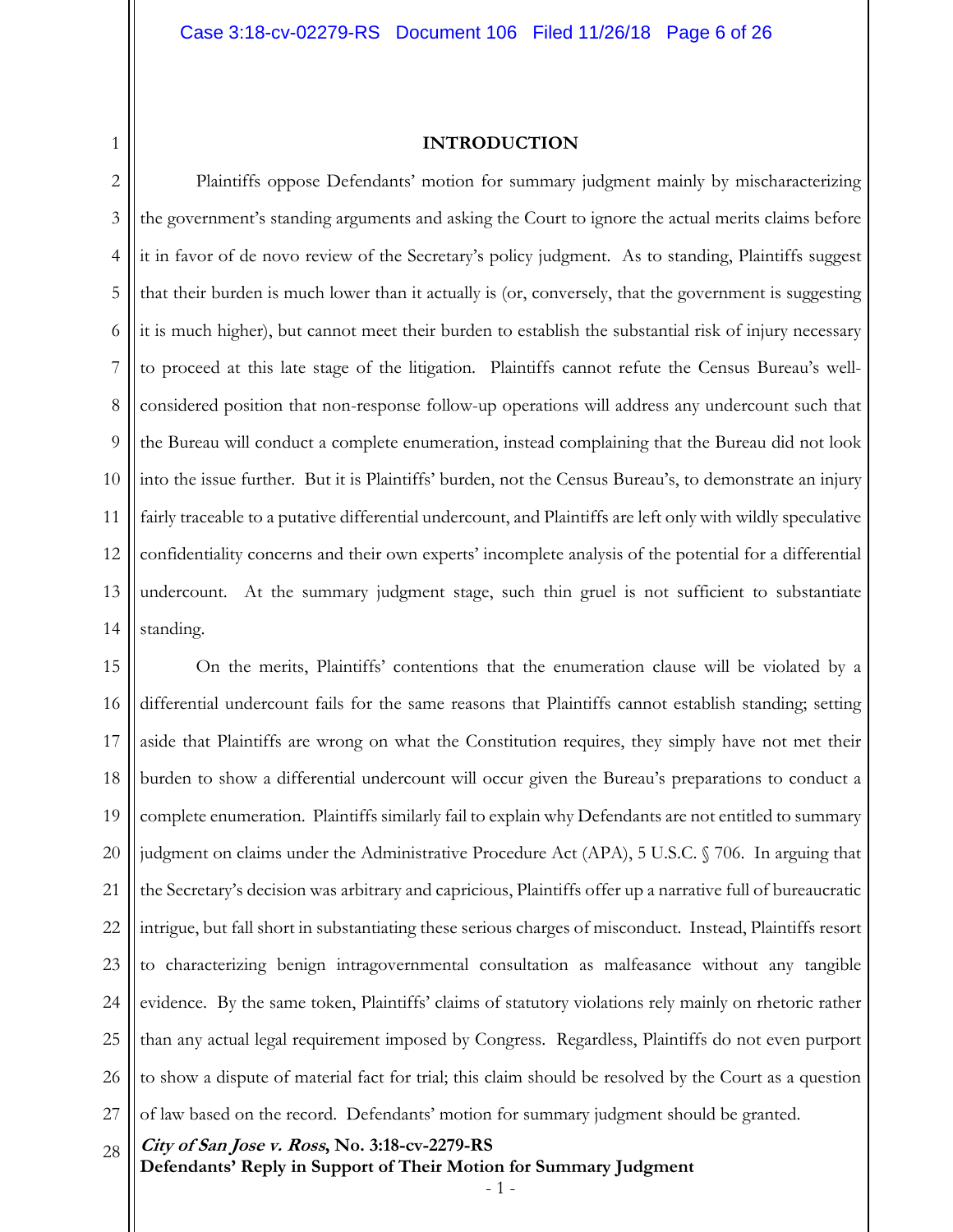## INTRODUCTION

Plaintiffs oppose Defendants' motion for summary judgment mainly by mischaracterizing the government's standing arguments and asking the Court to ignore the actual merits claims before it in favor of de novo review of the Secretary's policy judgment. As to standing, Plaintiffs suggest that their burden is much lower than it actually is (or, conversely, that the government is suggesting it is much higher), but cannot meet their burden to establish the substantial risk of injury necessary to proceed at this late stage of the litigation. Plaintiffs cannot refute the Census Bureau's well-considered position that non-response follow-up operations will address any undercount such that the Bureau will conduct a complete enumeration, instead complaining that the Bureau did not look into the issue further. But it is Plaintiffs' burden, not the Census Bureau's, to demonstrate an injury fairly traceable to a putative differential undercount, and Plaintiffs are left only with wildly speculative confidentiality concerns and their own experts' incomplete analysis of the potential for a differential undercount. At the summary judgment stage, such thin gruel is not sufficient to substantiate standing.

On the merits, Plaintiffs' contentions that the enumeration clause will be violated by a differential undercount fails for the same reasons that Plaintiffs cannot establish standing; setting aside that Plaintiffs are wrong on what the Constitution requires, they simply have not met their burden to show a differential undercount will occur given the Bureau's preparations to conduct a complete enumeration. Plaintiffs similarly fail to explain why Defendants are not entitled to summary judgment on claims under the Administrative Procedure Act (APA), 5 U.S.C. § 706. In arguing that the Secretary's decision was arbitrary and capricious, Plaintiffs offer up a narrative full of bureaucratic intrigue, but fall short in substantiating these serious charges of misconduct. Instead, Plaintiffs resort to characterizing benign intragovernmental consultation as malfeasance without any tangible evidence. By the same token, Plaintiffs' claims of statutory violations rely mainly on rhetoric rather than any actual legal requirement imposed by Congress. Regardless, Plaintiffs do not even purport to show a dispute of material fact for trial; this claim should be resolved by the Court as a question of law based on the record. Defendants' motion for summary judgment should be granted.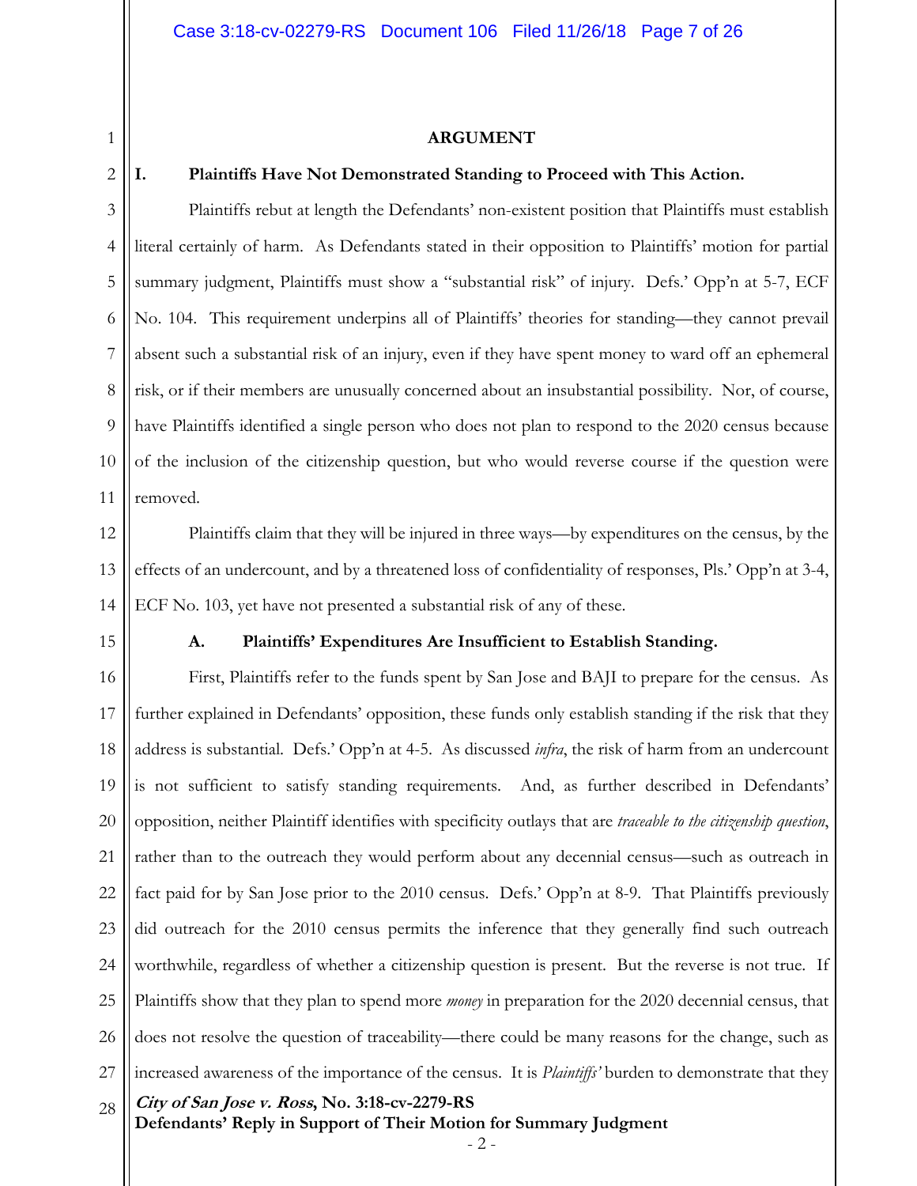## ARGUMENT

### I. Plaintiffs Have Not Demonstrated Standing to Proceed with This Action.

Plaintiffs rebut at length the Defendants' non-existent position that Plaintiffs must establish literal certainly of harm. As Defendants stated in their opposition to Plaintiffs' motion for partial summary judgment, Plaintiffs must show a "substantial risk" of injury. Defs.' Opp'n at 5-7, ECF No. 104. This requirement underpins all of Plaintiffs' theories for standing—they cannot prevail absent such a substantial risk of an injury, even if they have spent money to ward off an ephemeral risk, or if their members are unusually concerned about an insubstantial possibility. Nor, of course, have Plaintiffs identified a single person who does not plan to respond to the 2020 census because of the inclusion of the citizenship question, but who would reverse course if the question were removed.

Plaintiffs claim that they will be injured in three ways—by expenditures on the census, by the effects of an undercount, and by a threatened loss of confidentiality of responses, Pls.' Opp'n at 3-4, ECF No. 103, yet have not presented a substantial risk of any of these.

#### A. Plaintiffs' Expenditures Are Insufficient to Establish Standing.

First, Plaintiffs refer to the funds spent by San Jose and BAJI to prepare for the census. As further explained in Defendants' opposition, these funds only establish standing if the risk that they address is substantial. Defs.' Opp'n at 4-5. As discussed *infra*, the risk of harm from an undercount is not sufficient to satisfy standing requirements. And, as further described in Defendants' opposition, neither Plaintiff identifies with specificity outlays that are *traceable to the citizenship question*, rather than to the outreach they would perform about any decennial census—such as outreach in fact paid for by San Jose prior to the 2010 census. Defs.' Opp'n at 8-9. That Plaintiffs previously did outreach for the 2010 census permits the inference that they generally find such outreach worthwhile, regardless of whether a citizenship question is present. But the reverse is not true. If Plaintiffs show that they plan to spend more *money* in preparation for the 2020 decennial census, that does not resolve the question of traceability—there could be many reasons for the change, such as increased awareness of the importance of the census. It is *Plaintiffs'* burden to demonstrate that they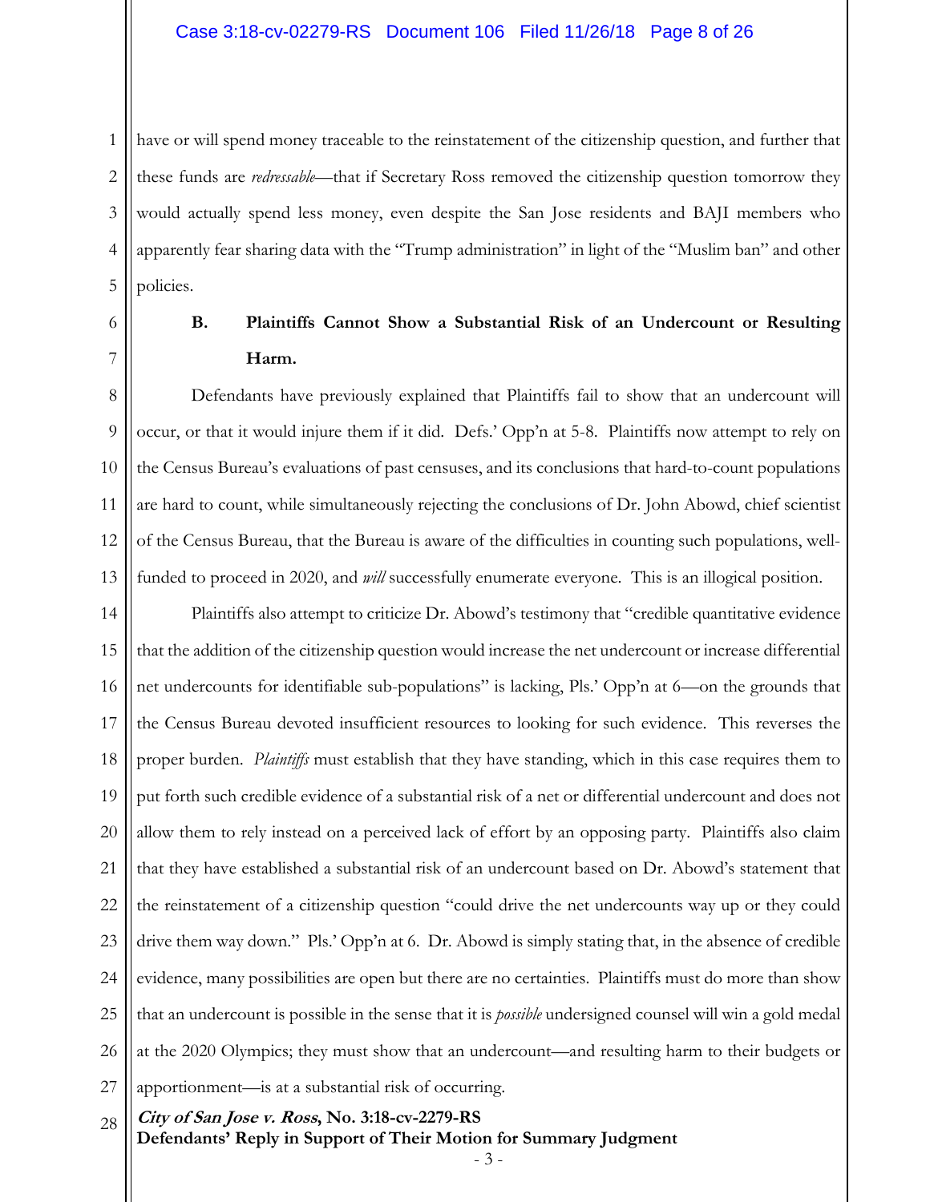have or will spend money traceable to the reinstatement of the citizenship question, and further that these funds are *redressable*—that if Secretary Ross removed the citizenship question tomorrow they would actually spend less money, even despite the San Jose residents and BAJI members who apparently fear sharing data with the "Trump administration" in light of the "Muslim ban" and other policies.

### B. Plaintiffs Cannot Show a Substantial Risk of an Undercount or Resulting Harm.

Defendants have previously explained that Plaintiffs fail to show that an undercount will occur, or that it would injure them if it did. Defs.' Opp'n at 5-8. Plaintiffs now attempt to rely on the Census Bureau's evaluations of past censuses, and its conclusions that hard-to-count populations are hard to count, while simultaneously rejecting the conclusions of Dr. John Abowd, chief scientist of the Census Bureau, that the Bureau is aware of the difficulties in counting such populations, well-funded to proceed in 2020, and *will* successfully enumerate everyone. This is an illogical position.

Plaintiffs also attempt to criticize Dr. Abowd's testimony that "credible quantitative evidence that the addition of the citizenship question would increase the net undercount or increase differential net undercounts for identifiable sub-populations" is lacking, Pls.' Opp'n at 6—on the grounds that the Census Bureau devoted insufficient resources to looking for such evidence. This reverses the proper burden. *Plaintiffs* must establish that they have standing, which in this case requires them to put forth such credible evidence of a substantial risk of a net or differential undercount and does not allow them to rely instead on a perceived lack of effort by an opposing party. Plaintiffs also claim that they have established a substantial risk of an undercount based on Dr. Abowd's statement that the reinstatement of a citizenship question "could drive the net undercounts way up or they could drive them way down." Pls.' Opp'n at 6. Dr. Abowd is simply stating that, in the absence of credible evidence, many possibilities are open but there are no certainties. Plaintiffs must do more than show that an undercount is possible in the sense that it is *possible* undersigned counsel will win a gold medal at the 2020 Olympics; they must show that an undercount—and resulting harm to their budgets or apportionment—is at a substantial risk of occurring.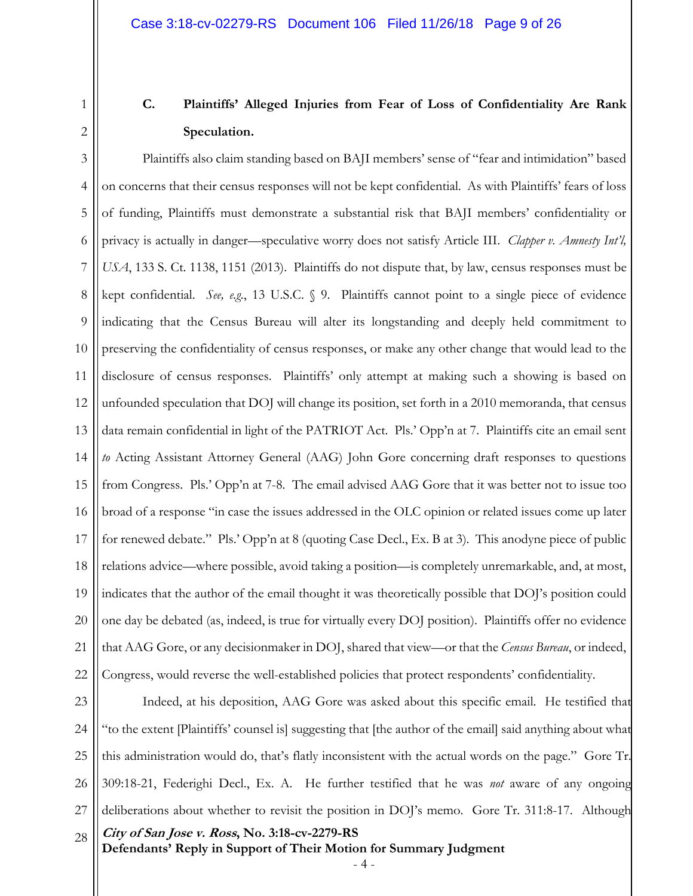### C. Plaintiffs' Alleged Injuries from Fear of Loss of Confidentiality Are Rank Speculation.

Plaintiffs also claim standing based on BAJI members' sense of "fear and intimidation" based on concerns that their census responses will not be kept confidential. As with Plaintiffs' fears of loss of funding, Plaintiffs must demonstrate a substantial risk that BAJI members' confidentiality or privacy is actually in danger—speculative worry does not satisfy Article III. *Clapper v. Amnesty Int'l, USA*, 133 S. Ct. 1138, 1151 (2013). Plaintiffs do not dispute that, by law, census responses must be kept confidential. *See, e.g.*, 13 U.S.C. § 9. Plaintiffs cannot point to a single piece of evidence indicating that the Census Bureau will alter its longstanding and deeply held commitment to preserving the confidentiality of census responses, or make any other change that would lead to the disclosure of census responses. Plaintiffs' only attempt at making such a showing is based on unfounded speculation that DOJ will change its position, set forth in a 2010 memoranda, that census data remain confidential in light of the PATRIOT Act. Pls.' Opp'n at 7. Plaintiffs cite an email sent *to* Acting Assistant Attorney General (AAG) John Gore concerning draft responses to questions from Congress. Pls.' Opp'n at 7-8. The email advised AAG Gore that it was better not to issue too broad of a response "in case the issues addressed in the OLC opinion or related issues come up later for renewed debate." Pls.' Opp'n at 8 (quoting Case Decl., Ex. B at 3). This anodyne piece of public relations advice—where possible, avoid taking a position—is completely unremarkable, and, at most, indicates that the author of the email thought it was theoretically possible that DOJ's position could one day be debated (as, indeed, is true for virtually every DOJ position). Plaintiffs offer no evidence that AAG Gore, or any decisionmaker in DOJ, shared that view—or that the *Census Bureau*, or indeed, Congress, would reverse the well-established policies that protect respondents' confidentiality.

Indeed, at his deposition, AAG Gore was asked about this specific email. He testified that "to the extent [Plaintiffs' counsel is] suggesting that [the author of the email] said anything about what this administration would do, that's flatly inconsistent with the actual words on the page." Gore Tr. 309:18-21, Federighi Decl., Ex. A. He further testified that he was *not* aware of any ongoing deliberations about whether to revisit the position in DOJ's memo. Gore Tr. 311:8-17. Although

***City of San Jose v. Ross*, No. 3:18-cv-2279-RS**
**Defendants' Reply in Support of Their Motion for Summary Judgment**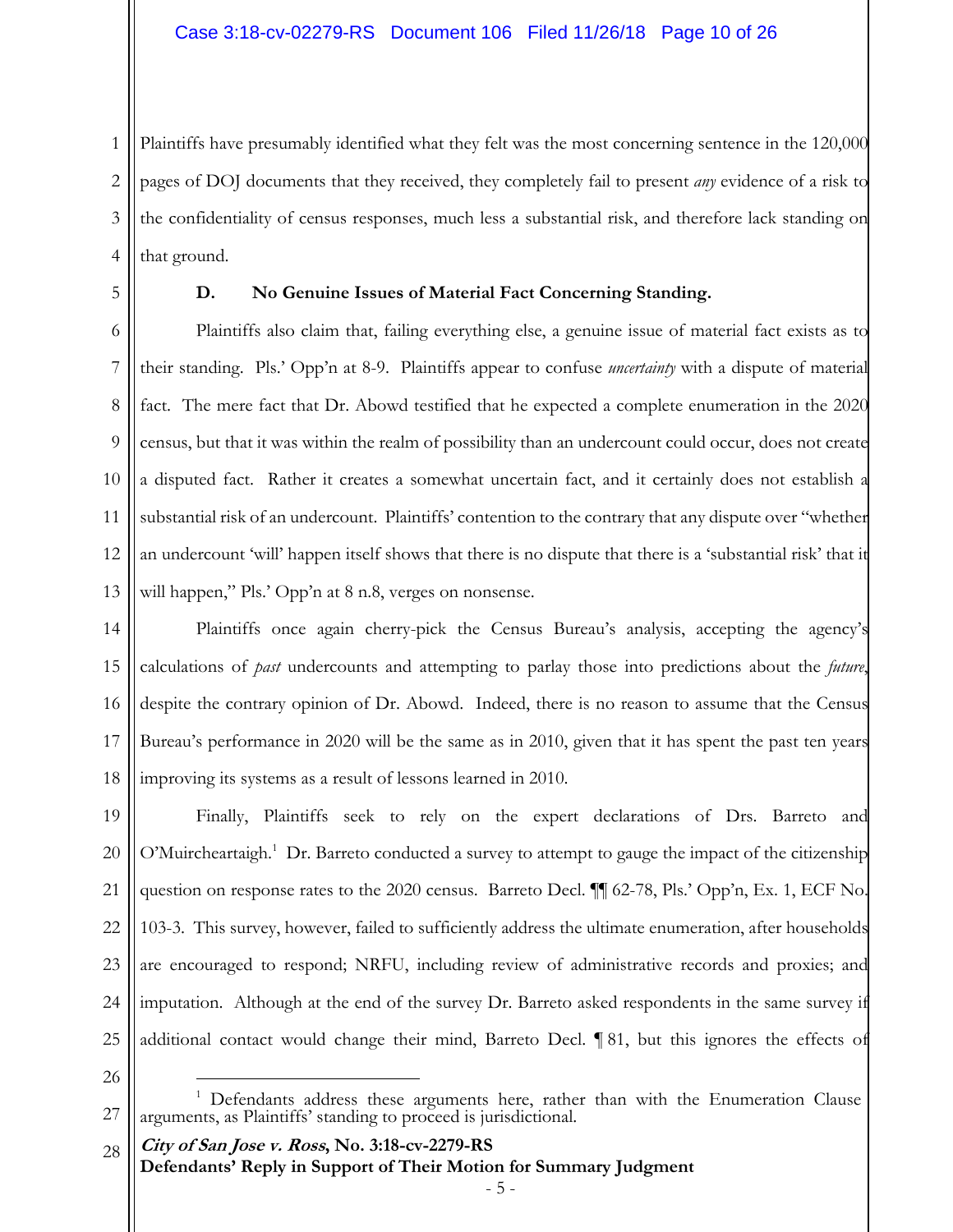Plaintiffs have presumably identified what they felt was the most concerning sentence in the 120,000 pages of DOJ documents that they received, they completely fail to present *any* evidence of a risk to the confidentiality of census responses, much less a substantial risk, and therefore lack standing on that ground.

**D. No Genuine Issues of Material Fact Concerning Standing.**

Plaintiffs also claim that, failing everything else, a genuine issue of material fact exists as to their standing. Pls.' Opp'n at 8-9. Plaintiffs appear to confuse *uncertainty* with a dispute of material fact. The mere fact that Dr. Abowd testified that he expected a complete enumeration in the 2020 census, but that it was within the realm of possibility than an undercount could occur, does not create a disputed fact. Rather it creates a somewhat uncertain fact, and it certainly does not establish a substantial risk of an undercount. Plaintiffs' contention to the contrary that any dispute over "whether an undercount 'will' happen itself shows that there is no dispute that there is a 'substantial risk' that it will happen," Pls.' Opp'n at 8 n.8, verges on nonsense.

Plaintiffs once again cherry-pick the Census Bureau's analysis, accepting the agency's calculations of *past* undercounts and attempting to parlay those into predictions about the *future*, despite the contrary opinion of Dr. Abowd. Indeed, there is no reason to assume that the Census Bureau's performance in 2020 will be the same as in 2010, given that it has spent the past ten years improving its systems as a result of lessons learned in 2010.

Finally, Plaintiffs seek to rely on the expert declarations of Drs. Barreto and O'Muircheartaigh.[1] Dr. Barreto conducted a survey to attempt to gauge the impact of the citizenship question on response rates to the 2020 census. Barreto Decl. ¶¶ 62-78, Pls.' Opp'n, Ex. 1, ECF No. 103-3. This survey, however, failed to sufficiently address the ultimate enumeration, after households are encouraged to respond; NRFU, including review of administrative records and proxies; and imputation. Although at the end of the survey Dr. Barreto asked respondents in the same survey if additional contact would change their mind, Barreto Decl. ¶ 81, but this ignores the effects of

[1] Defendants address these arguments here, rather than with the Enumeration Clause arguments, as Plaintiffs' standing to proceed is jurisdictional.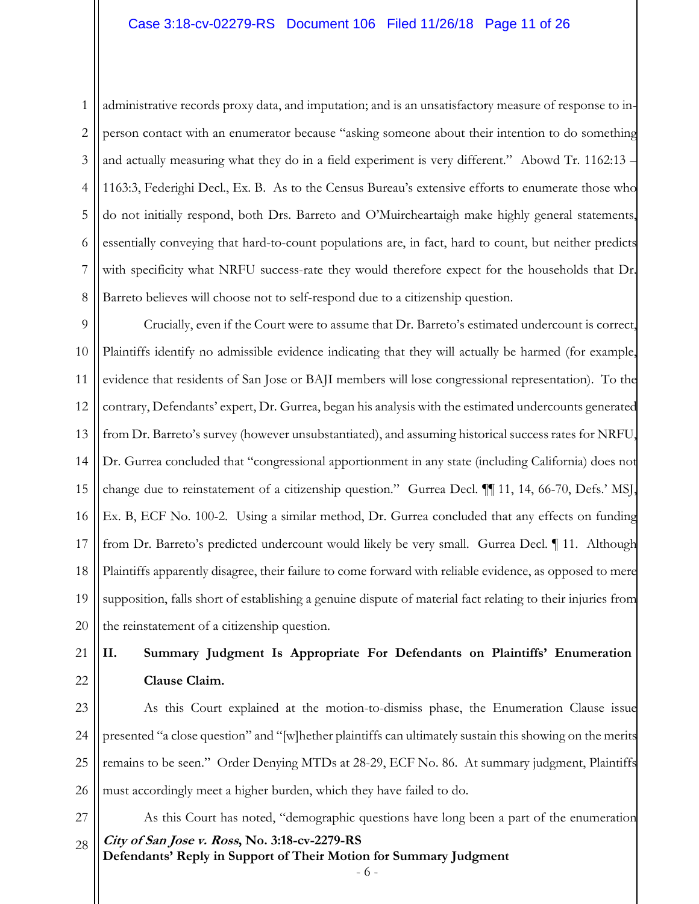administrative records proxy data, and imputation; and is an unsatisfactory measure of response to in-person contact with an enumerator because "asking someone about their intention to do something and actually measuring what they do in a field experiment is very different." Abowd Tr. 1162:13 – 1163:3, Federighi Decl., Ex. B. As to the Census Bureau's extensive efforts to enumerate those who do not initially respond, both Drs. Barreto and O'Muircheartaigh make highly general statements, essentially conveying that hard-to-count populations are, in fact, hard to count, but neither predicts with specificity what NRFU success-rate they would therefore expect for the households that Dr. Barreto believes will choose not to self-respond due to a citizenship question.

Crucially, even if the Court were to assume that Dr. Barreto's estimated undercount is correct, Plaintiffs identify no admissible evidence indicating that they will actually be harmed (for example, evidence that residents of San Jose or BAJI members will lose congressional representation). To the contrary, Defendants' expert, Dr. Gurrea, began his analysis with the estimated undercounts generated from Dr. Barreto's survey (however unsubstantiated), and assuming historical success rates for NRFU, Dr. Gurrea concluded that "congressional apportionment in any state (including California) does not change due to reinstatement of a citizenship question." Gurrea Decl. ¶¶ 11, 14, 66-70, Defs.' MSJ, Ex. B, ECF No. 100-2. Using a similar method, Dr. Gurrea concluded that any effects on funding from Dr. Barreto's predicted undercount would likely be very small. Gurrea Decl. ¶ 11. Although Plaintiffs apparently disagree, their failure to come forward with reliable evidence, as opposed to mere supposition, falls short of establishing a genuine dispute of material fact relating to their injuries from the reinstatement of a citizenship question.

## II. Summary Judgment Is Appropriate For Defendants on Plaintiffs' Enumeration Clause Claim.

As this Court explained at the motion-to-dismiss phase, the Enumeration Clause issue presented "a close question" and "[w]hether plaintiffs can ultimately sustain this showing on the merits remains to be seen." Order Denying MTDs at 28-29, ECF No. 86. At summary judgment, Plaintiffs must accordingly meet a higher burden, which they have failed to do.

As this Court has noted, "demographic questions have long been a part of the enumeration

***City of San Jose v. Ross*, No. 3:18-cv-2279-RS**
**Defendants' Reply in Support of Their Motion for Summary Judgment**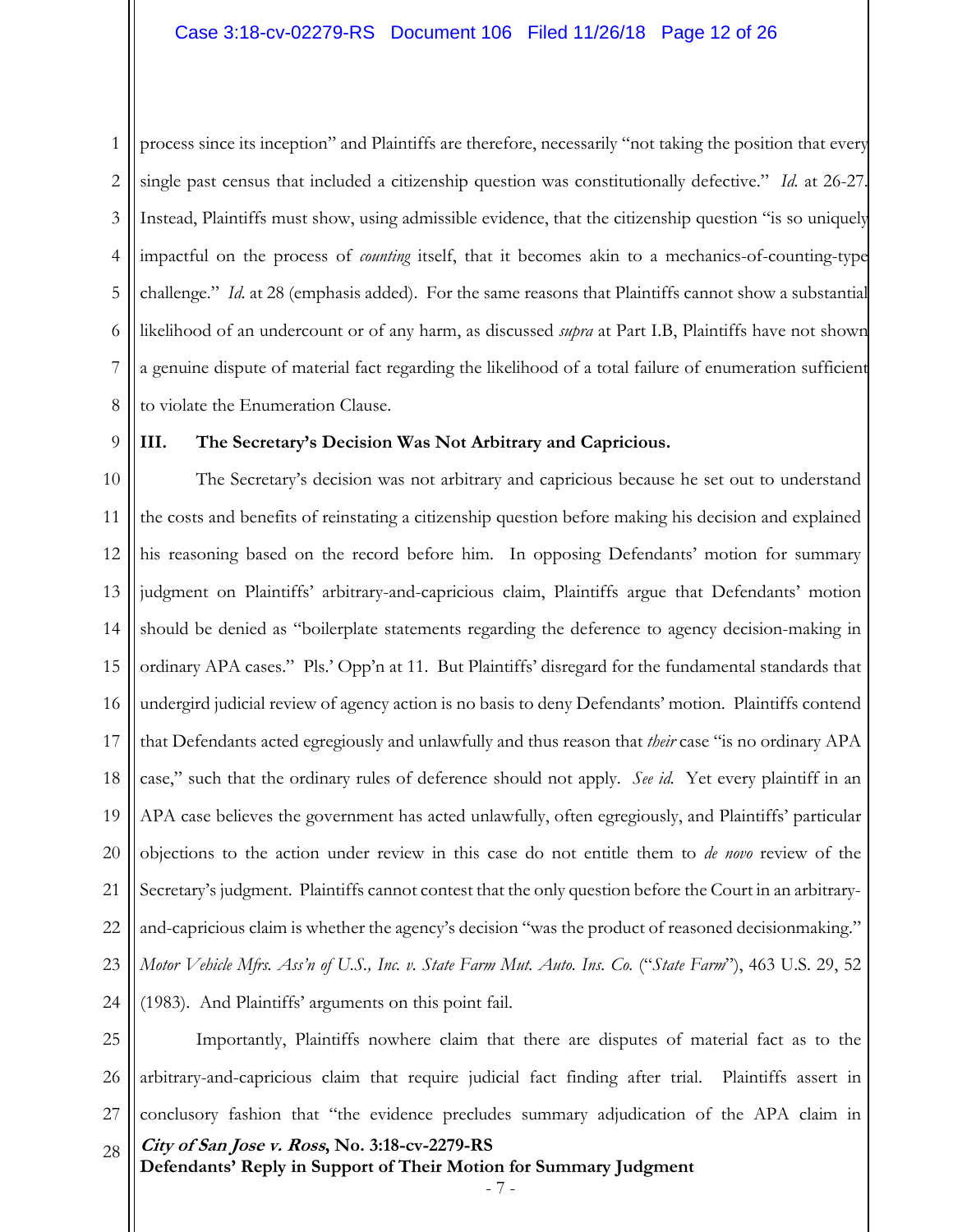process since its inception" and Plaintiffs are therefore, necessarily "not taking the position that every single past census that included a citizenship question was constitutionally defective." *Id.* at 26-27. Instead, Plaintiffs must show, using admissible evidence, that the citizenship question "is so uniquely impactful on the process of *counting* itself, that it becomes akin to a mechanics-of-counting-type challenge." *Id.* at 28 (emphasis added). For the same reasons that Plaintiffs cannot show a substantial likelihood of an undercount or of any harm, as discussed *supra* at Part I.B, Plaintiffs have not shown a genuine dispute of material fact regarding the likelihood of a total failure of enumeration sufficient to violate the Enumeration Clause.

### III. The Secretary's Decision Was Not Arbitrary and Capricious.

The Secretary's decision was not arbitrary and capricious because he set out to understand the costs and benefits of reinstating a citizenship question before making his decision and explained his reasoning based on the record before him. In opposing Defendants' motion for summary judgment on Plaintiffs' arbitrary-and-capricious claim, Plaintiffs argue that Defendants' motion should be denied as "boilerplate statements regarding the deference to agency decision-making in ordinary APA cases." Pls.' Opp'n at 11. But Plaintiffs' disregard for the fundamental standards that undergird judicial review of agency action is no basis to deny Defendants' motion. Plaintiffs contend that Defendants acted egregiously and unlawfully and thus reason that *their* case "is no ordinary APA case," such that the ordinary rules of deference should not apply. *See id.* Yet every plaintiff in an APA case believes the government has acted unlawfully, often egregiously, and Plaintiffs' particular objections to the action under review in this case do not entitle them to *de novo* review of the Secretary's judgment. Plaintiffs cannot contest that the only question before the Court in an arbitrary-and-capricious claim is whether the agency's decision "was the product of reasoned decisionmaking." *Motor Vehicle Mfrs. Ass'n of U.S., Inc. v. State Farm Mut. Auto. Ins. Co.* ("*State Farm*"), 463 U.S. 29, 52 (1983). And Plaintiffs' arguments on this point fail.

Importantly, Plaintiffs nowhere claim that there are disputes of material fact as to the arbitrary-and-capricious claim that require judicial fact finding after trial. Plaintiffs assert in conclusory fashion that "the evidence precludes summary adjudication of the APA claim in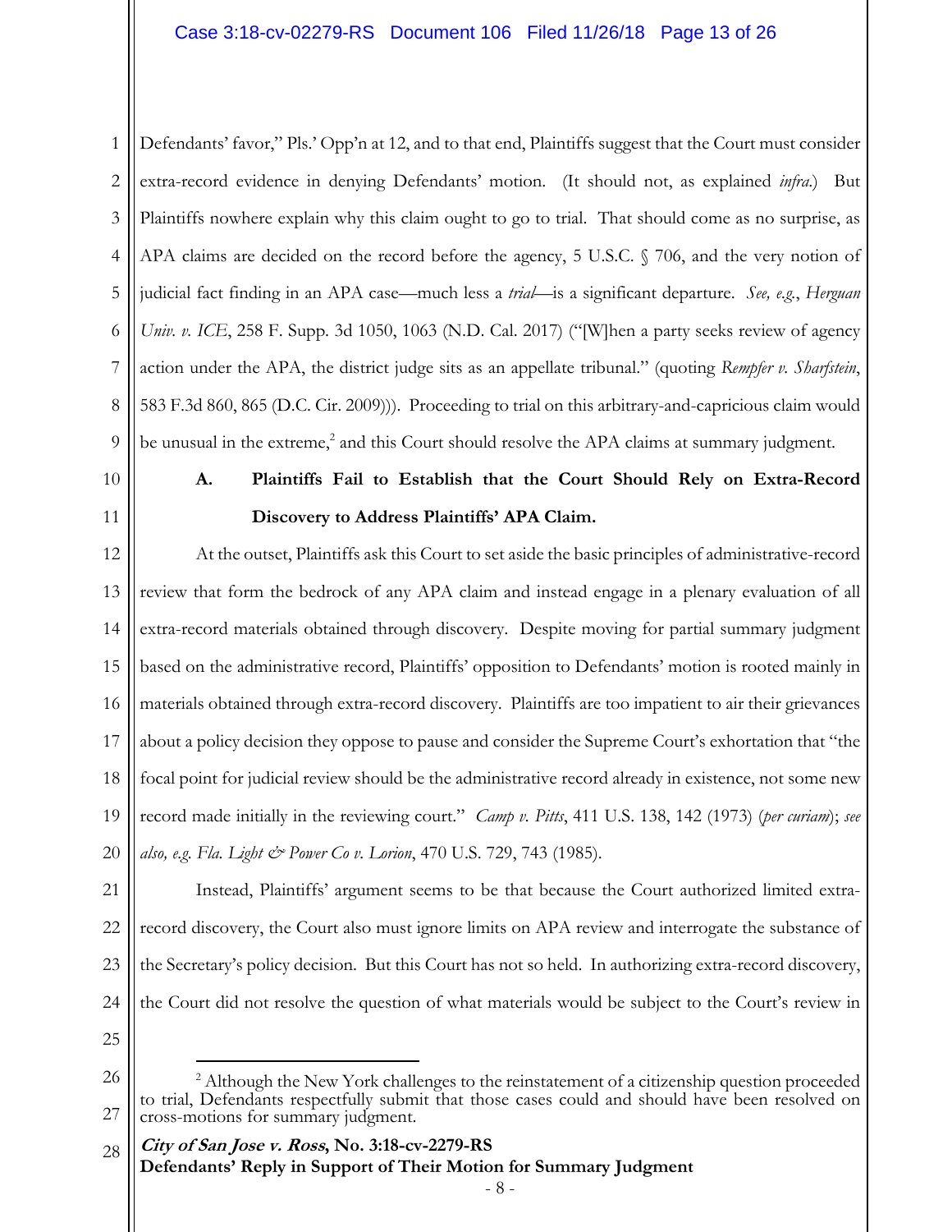Defendants' favor," Pls.' Opp'n at 12, and to that end, Plaintiffs suggest that the Court must consider extra-record evidence in denying Defendants' motion. (It should not, as explained *infra*.) But Plaintiffs nowhere explain why this claim ought to go to trial. That should come as no surprise, as APA claims are decided on the record before the agency, 5 U.S.C. § 706, and the very notion of judicial fact finding in an APA case—much less a *trial*—is a significant departure. *See, e.g.*, *Herguan Univ. v. ICE*, 258 F. Supp. 3d 1050, 1063 (N.D. Cal. 2017) ("[W]hen a party seeks review of agency action under the APA, the district judge sits as an appellate tribunal." (quoting *Rempfer v. Sharfstein*, 583 F.3d 860, 865 (D.C. Cir. 2009))). Proceeding to trial on this arbitrary-and-capricious claim would be unusual in the extreme,[2] and this Court should resolve the APA claims at summary judgment.

### A. Plaintiffs Fail to Establish that the Court Should Rely on Extra-Record Discovery to Address Plaintiffs' APA Claim.

At the outset, Plaintiffs ask this Court to set aside the basic principles of administrative-record review that form the bedrock of any APA claim and instead engage in a plenary evaluation of all extra-record materials obtained through discovery. Despite moving for partial summary judgment based on the administrative record, Plaintiffs' opposition to Defendants' motion is rooted mainly in materials obtained through extra-record discovery. Plaintiffs are too impatient to air their grievances about a policy decision they oppose to pause and consider the Supreme Court's exhortation that "the focal point for judicial review should be the administrative record already in existence, not some new record made initially in the reviewing court." *Camp v. Pitts*, 411 U.S. 138, 142 (1973) (*per curiam*); *see also, e.g. Fla. Light & Power Co v. Lorion*, 470 U.S. 729, 743 (1985).

Instead, Plaintiffs' argument seems to be that because the Court authorized limited extra-record discovery, the Court also must ignore limits on APA review and interrogate the substance of the Secretary's policy decision. But this Court has not so held. In authorizing extra-record discovery, the Court did not resolve the question of what materials would be subject to the Court's review in

---

[2] Although the New York challenges to the reinstatement of a citizenship question proceeded to trial, Defendants respectfully submit that those cases could and should have been resolved on cross-motions for summary judgment.

***City of San Jose v. Ross*, No. 3:18-cv-2279-RS**
**Defendants' Reply in Support of Their Motion for Summary Judgment**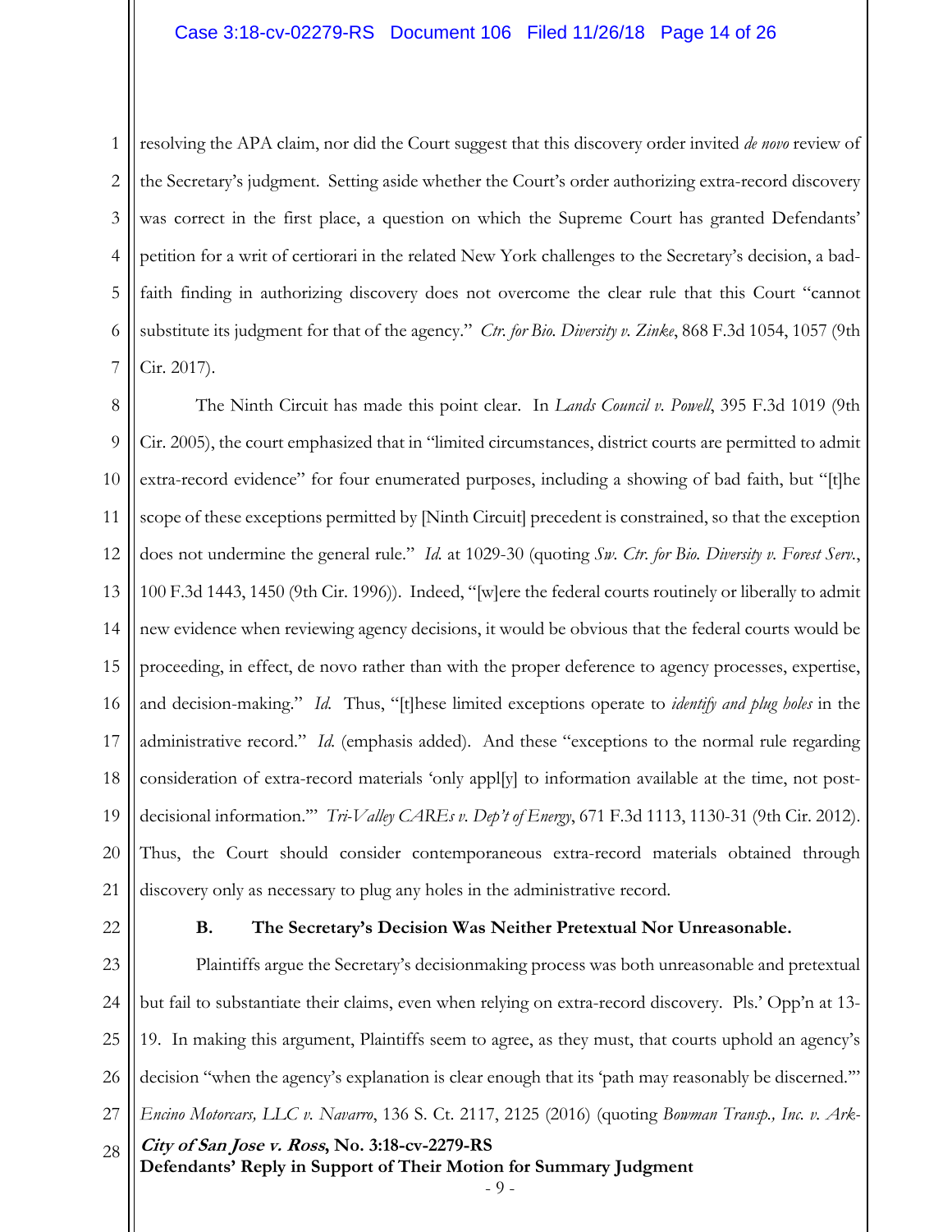resolving the APA claim, nor did the Court suggest that this discovery order invited *de novo* review of the Secretary's judgment. Setting aside whether the Court's order authorizing extra-record discovery was correct in the first place, a question on which the Supreme Court has granted Defendants' petition for a writ of certiorari in the related New York challenges to the Secretary's decision, a bad-faith finding in authorizing discovery does not overcome the clear rule that this Court "cannot substitute its judgment for that of the agency." *Ctr. for Bio. Diversity v. Zinke*, 868 F.3d 1054, 1057 (9th Cir. 2017).

The Ninth Circuit has made this point clear. In *Lands Council v. Powell*, 395 F.3d 1019 (9th Cir. 2005), the court emphasized that in "limited circumstances, district courts are permitted to admit extra-record evidence" for four enumerated purposes, including a showing of bad faith, but "[t]he scope of these exceptions permitted by [Ninth Circuit] precedent is constrained, so that the exception does not undermine the general rule." *Id.* at 1029-30 (quoting *Sw. Ctr. for Bio. Diversity v. Forest Serv.*, 100 F.3d 1443, 1450 (9th Cir. 1996)). Indeed, "[w]ere the federal courts routinely or liberally to admit new evidence when reviewing agency decisions, it would be obvious that the federal courts would be proceeding, in effect, de novo rather than with the proper deference to agency processes, expertise, and decision-making." *Id.* Thus, "[t]hese limited exceptions operate to *identify and plug holes* in the administrative record." *Id.* (emphasis added). And these "exceptions to the normal rule regarding consideration of extra-record materials 'only appl[y] to information available at the time, not post-decisional information.'" *Tri-Valley CAREs v. Dep't of Energy*, 671 F.3d 1113, 1130-31 (9th Cir. 2012). Thus, the Court should consider contemporaneous extra-record materials obtained through discovery only as necessary to plug any holes in the administrative record.

**B. The Secretary's Decision Was Neither Pretextual Nor Unreasonable.**

Plaintiffs argue the Secretary's decisionmaking process was both unreasonable and pretextual but fail to substantiate their claims, even when relying on extra-record discovery. Pls.' Opp'n at 13-19. In making this argument, Plaintiffs seem to agree, as they must, that courts uphold an agency's decision "when the agency's explanation is clear enough that its 'path may reasonably be discerned.'" *Encino Motorcars, LLC v. Navarro*, 136 S. Ct. 2117, 2125 (2016) (quoting *Bowman Transp., Inc. v. Ark-*

***City of San Jose v. Ross*, No. 3:18-cv-2279-RS**
**Defendants' Reply in Support of Their Motion for Summary Judgment**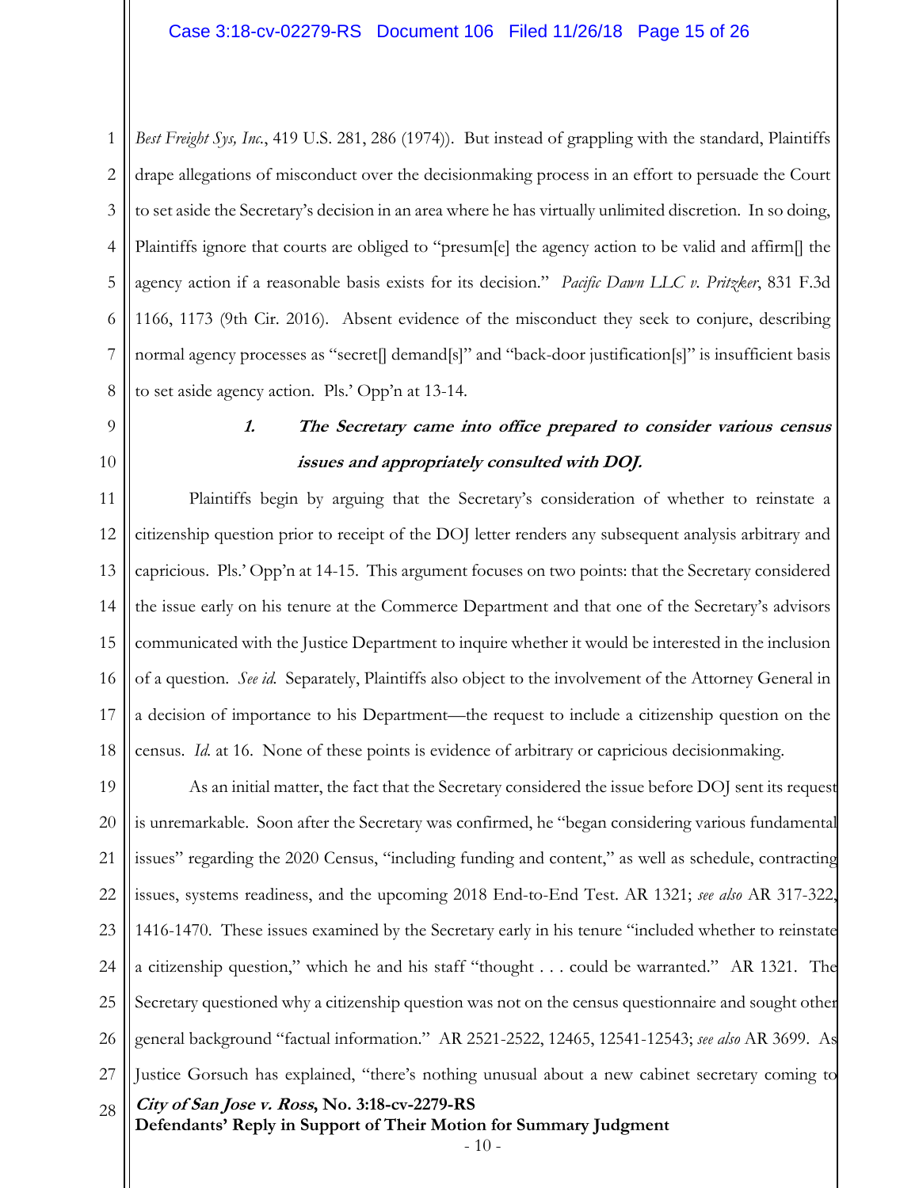*Best Freight Sys, Inc.*, 419 U.S. 281, 286 (1974)). But instead of grappling with the standard, Plaintiffs drape allegations of misconduct over the decisionmaking process in an effort to persuade the Court to set aside the Secretary's decision in an area where he has virtually unlimited discretion. In so doing, Plaintiffs ignore that courts are obliged to "presum[e] the agency action to be valid and affirm[] the agency action if a reasonable basis exists for its decision." *Pacific Dawn LLC v. Pritzker*, 831 F.3d 1166, 1173 (9th Cir. 2016). Absent evidence of the misconduct they seek to conjure, describing normal agency processes as "secret[] demand[s]" and "back-door justification[s]" is insufficient basis to set aside agency action. Pls.' Opp'n at 13-14.

### *1. The Secretary came into office prepared to consider various census issues and appropriately consulted with DOJ.*

Plaintiffs begin by arguing that the Secretary's consideration of whether to reinstate a citizenship question prior to receipt of the DOJ letter renders any subsequent analysis arbitrary and capricious. Pls.' Opp'n at 14-15. This argument focuses on two points: that the Secretary considered the issue early on his tenure at the Commerce Department and that one of the Secretary's advisors communicated with the Justice Department to inquire whether it would be interested in the inclusion of a question. *See id.* Separately, Plaintiffs also object to the involvement of the Attorney General in a decision of importance to his Department—the request to include a citizenship question on the census. *Id.* at 16. None of these points is evidence of arbitrary or capricious decisionmaking.

As an initial matter, the fact that the Secretary considered the issue before DOJ sent its request is unremarkable. Soon after the Secretary was confirmed, he "began considering various fundamental issues" regarding the 2020 Census, "including funding and content," as well as schedule, contracting issues, systems readiness, and the upcoming 2018 End-to-End Test. AR 1321; *see also* AR 317-322, 1416-1470. These issues examined by the Secretary early in his tenure "included whether to reinstate a citizenship question," which he and his staff "thought . . . could be warranted." AR 1321. The Secretary questioned why a citizenship question was not on the census questionnaire and sought other general background "factual information." AR 2521-2522, 12465, 12541-12543; *see also* AR 3699. As Justice Gorsuch has explained, "there's nothing unusual about a new cabinet secretary coming to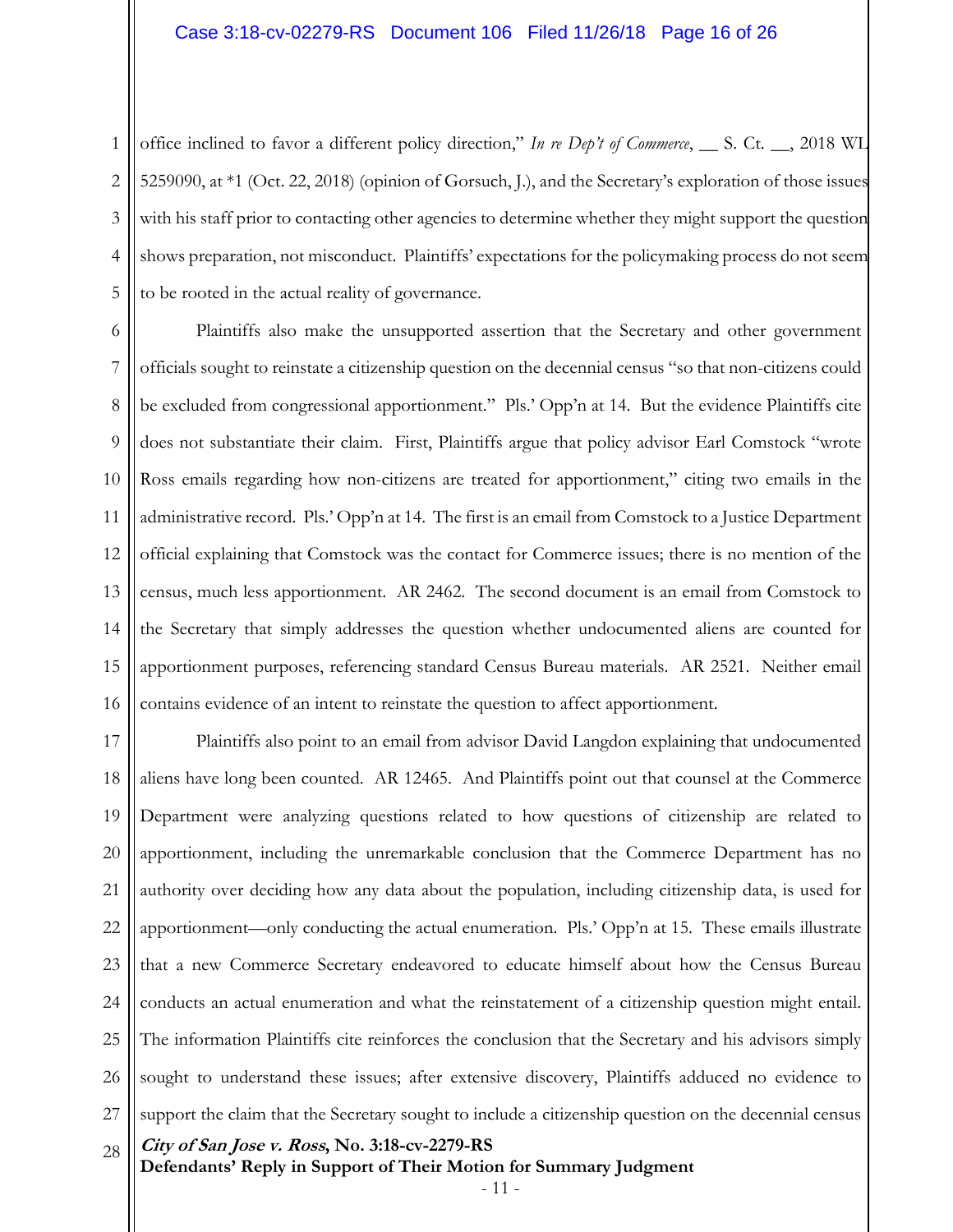office inclined to favor a different policy direction," *In re Dep't of Commerce*, __ S. Ct. __, 2018 WL 5259090, at *1 (Oct. 22, 2018) (opinion of Gorsuch, J.), and the Secretary's exploration of those issues with his staff prior to contacting other agencies to determine whether they might support the question shows preparation, not misconduct. Plaintiffs' expectations for the policymaking process do not seem to be rooted in the actual reality of governance.

Plaintiffs also make the unsupported assertion that the Secretary and other government officials sought to reinstate a citizenship question on the decennial census "so that non-citizens could be excluded from congressional apportionment." Pls.' Opp'n at 14. But the evidence Plaintiffs cite does not substantiate their claim. First, Plaintiffs argue that policy advisor Earl Comstock "wrote Ross emails regarding how non-citizens are treated for apportionment," citing two emails in the administrative record. Pls.' Opp'n at 14. The first is an email from Comstock to a Justice Department official explaining that Comstock was the contact for Commerce issues; there is no mention of the census, much less apportionment. AR 2462. The second document is an email from Comstock to the Secretary that simply addresses the question whether undocumented aliens are counted for apportionment purposes, referencing standard Census Bureau materials. AR 2521. Neither email contains evidence of an intent to reinstate the question to affect apportionment.

Plaintiffs also point to an email from advisor David Langdon explaining that undocumented aliens have long been counted. AR 12465. And Plaintiffs point out that counsel at the Commerce Department were analyzing questions related to how questions of citizenship are related to apportionment, including the unremarkable conclusion that the Commerce Department has no authority over deciding how any data about the population, including citizenship data, is used for apportionment—only conducting the actual enumeration. Pls.' Opp'n at 15. These emails illustrate that a new Commerce Secretary endeavored to educate himself about how the Census Bureau conducts an actual enumeration and what the reinstatement of a citizenship question might entail. The information Plaintiffs cite reinforces the conclusion that the Secretary and his advisors simply sought to understand these issues; after extensive discovery, Plaintiffs adduced no evidence to support the claim that the Secretary sought to include a citizenship question on the decennial census

***City of San Jose v. Ross*, No. 3:18-cv-2279-RS**
**Defendants' Reply in Support of Their Motion for Summary Judgment**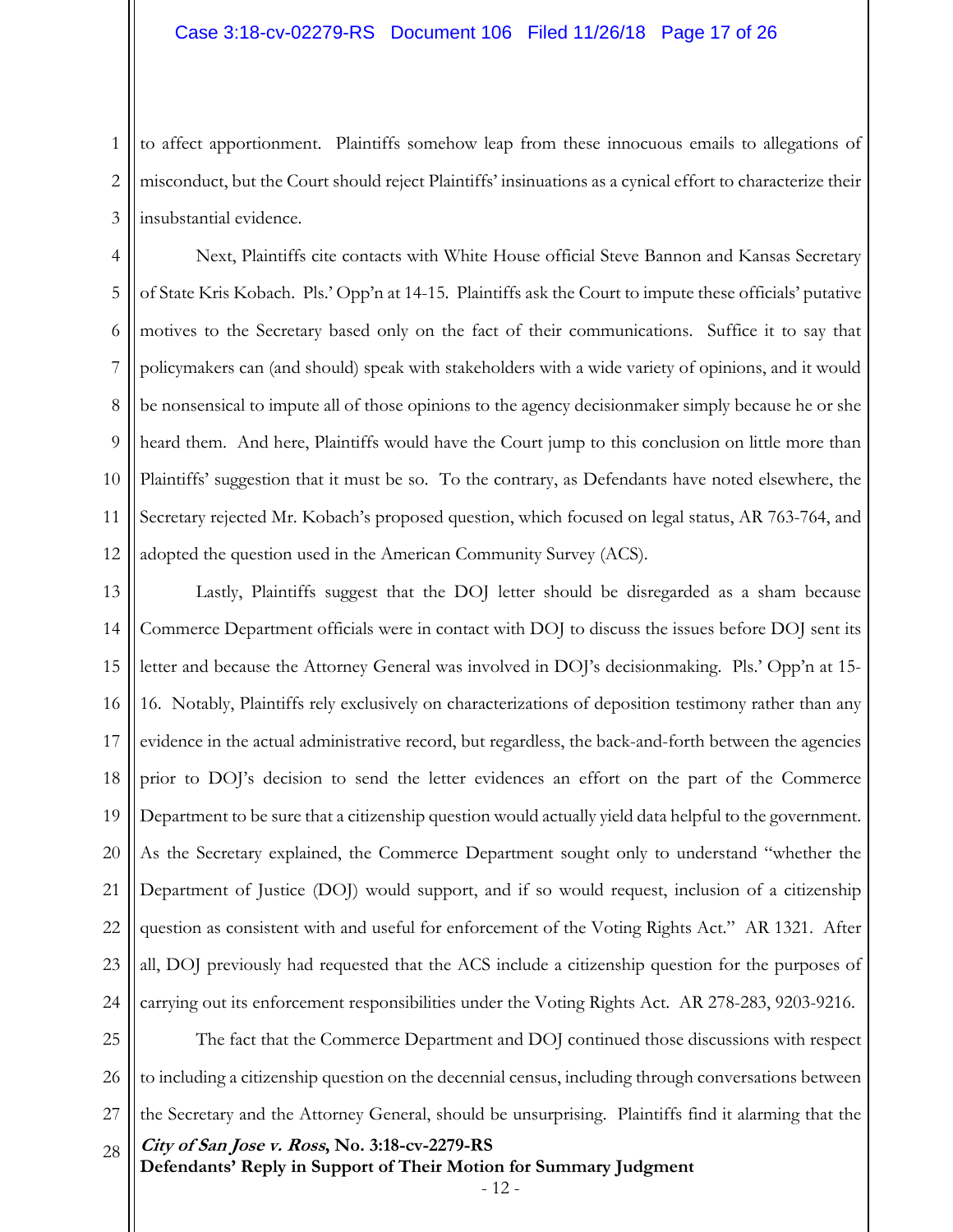to affect apportionment. Plaintiffs somehow leap from these innocuous emails to allegations of misconduct, but the Court should reject Plaintiffs' insinuations as a cynical effort to characterize their insubstantial evidence.

Next, Plaintiffs cite contacts with White House official Steve Bannon and Kansas Secretary of State Kris Kobach. Pls.' Opp'n at 14-15. Plaintiffs ask the Court to impute these officials' putative motives to the Secretary based only on the fact of their communications. Suffice it to say that policymakers can (and should) speak with stakeholders with a wide variety of opinions, and it would be nonsensical to impute all of those opinions to the agency decisionmaker simply because he or she heard them. And here, Plaintiffs would have the Court jump to this conclusion on little more than Plaintiffs' suggestion that it must be so. To the contrary, as Defendants have noted elsewhere, the Secretary rejected Mr. Kobach's proposed question, which focused on legal status, AR 763-764, and adopted the question used in the American Community Survey (ACS).

Lastly, Plaintiffs suggest that the DOJ letter should be disregarded as a sham because Commerce Department officials were in contact with DOJ to discuss the issues before DOJ sent its letter and because the Attorney General was involved in DOJ's decisionmaking. Pls.' Opp'n at 15-16. Notably, Plaintiffs rely exclusively on characterizations of deposition testimony rather than any evidence in the actual administrative record, but regardless, the back-and-forth between the agencies prior to DOJ's decision to send the letter evidences an effort on the part of the Commerce Department to be sure that a citizenship question would actually yield data helpful to the government. As the Secretary explained, the Commerce Department sought only to understand "whether the Department of Justice (DOJ) would support, and if so would request, inclusion of a citizenship question as consistent with and useful for enforcement of the Voting Rights Act." AR 1321. After all, DOJ previously had requested that the ACS include a citizenship question for the purposes of carrying out its enforcement responsibilities under the Voting Rights Act. AR 278-283, 9203-9216.

The fact that the Commerce Department and DOJ continued those discussions with respect to including a citizenship question on the decennial census, including through conversations between the Secretary and the Attorney General, should be unsurprising. Plaintiffs find it alarming that the

***City of San Jose v. Ross*, No. 3:18-cv-2279-RS**
**Defendants' Reply in Support of Their Motion for Summary Judgment**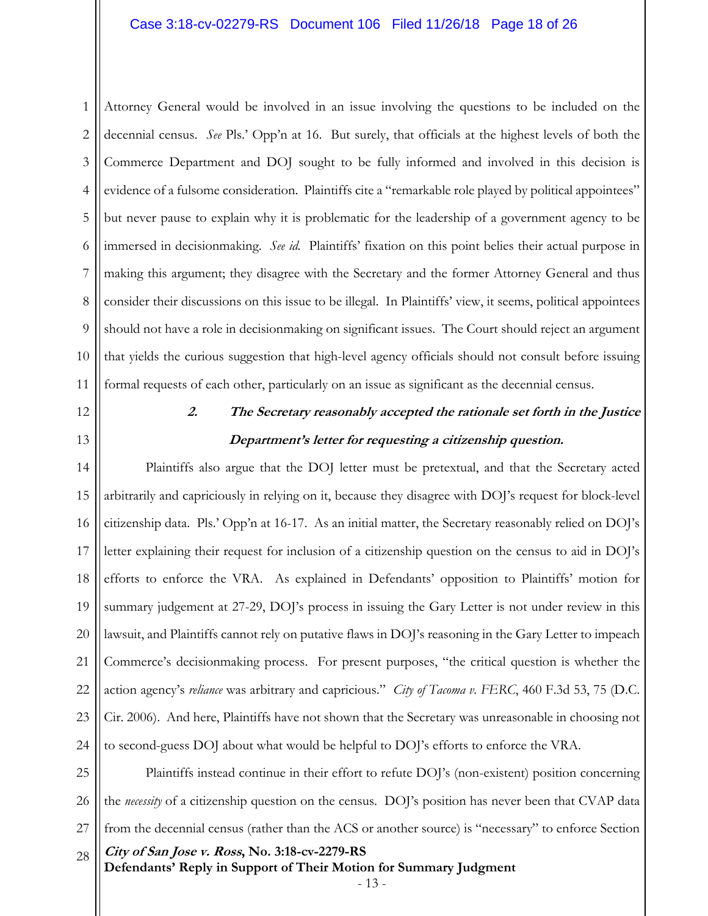Attorney General would be involved in an issue involving the questions to be included on the decennial census. *See* Pls.' Opp'n at 16. But surely, that officials at the highest levels of both the Commerce Department and DOJ sought to be fully informed and involved in this decision is evidence of a fulsome consideration. Plaintiffs cite a "remarkable role played by political appointees" but never pause to explain why it is problematic for the leadership of a government agency to be immersed in decisionmaking. *See id.* Plaintiffs' fixation on this point belies their actual purpose in making this argument; they disagree with the Secretary and the former Attorney General and thus consider their discussions on this issue to be illegal. In Plaintiffs' view, it seems, political appointees should not have a role in decisionmaking on significant issues. The Court should reject an argument that yields the curious suggestion that high-level agency officials should not consult before issuing formal requests of each other, particularly on an issue as significant as the decennial census.

### ***2. The Secretary reasonably accepted the rationale set forth in the Justice Department's letter for requesting a citizenship question.***

Plaintiffs also argue that the DOJ letter must be pretextual, and that the Secretary acted arbitrarily and capriciously in relying on it, because they disagree with DOJ's request for block-level citizenship data. Pls.' Opp'n at 16-17. As an initial matter, the Secretary reasonably relied on DOJ's letter explaining their request for inclusion of a citizenship question on the census to aid in DOJ's efforts to enforce the VRA. As explained in Defendants' opposition to Plaintiffs' motion for summary judgement at 27-29, DOJ's process in issuing the Gary Letter is not under review in this lawsuit, and Plaintiffs cannot rely on putative flaws in DOJ's reasoning in the Gary Letter to impeach Commerce's decisionmaking process. For present purposes, "the critical question is whether the action agency's *reliance* was arbitrary and capricious." *City of Tacoma v. FERC*, 460 F.3d 53, 75 (D.C. Cir. 2006). And here, Plaintiffs have not shown that the Secretary was unreasonable in choosing not to second-guess DOJ about what would be helpful to DOJ's efforts to enforce the VRA.

Plaintiffs instead continue in their effort to refute DOJ's (non-existent) position concerning the *necessity* of a citizenship question on the census. DOJ's position has never been that CVAP data from the decennial census (rather than the ACS or another source) is "necessary" to enforce Section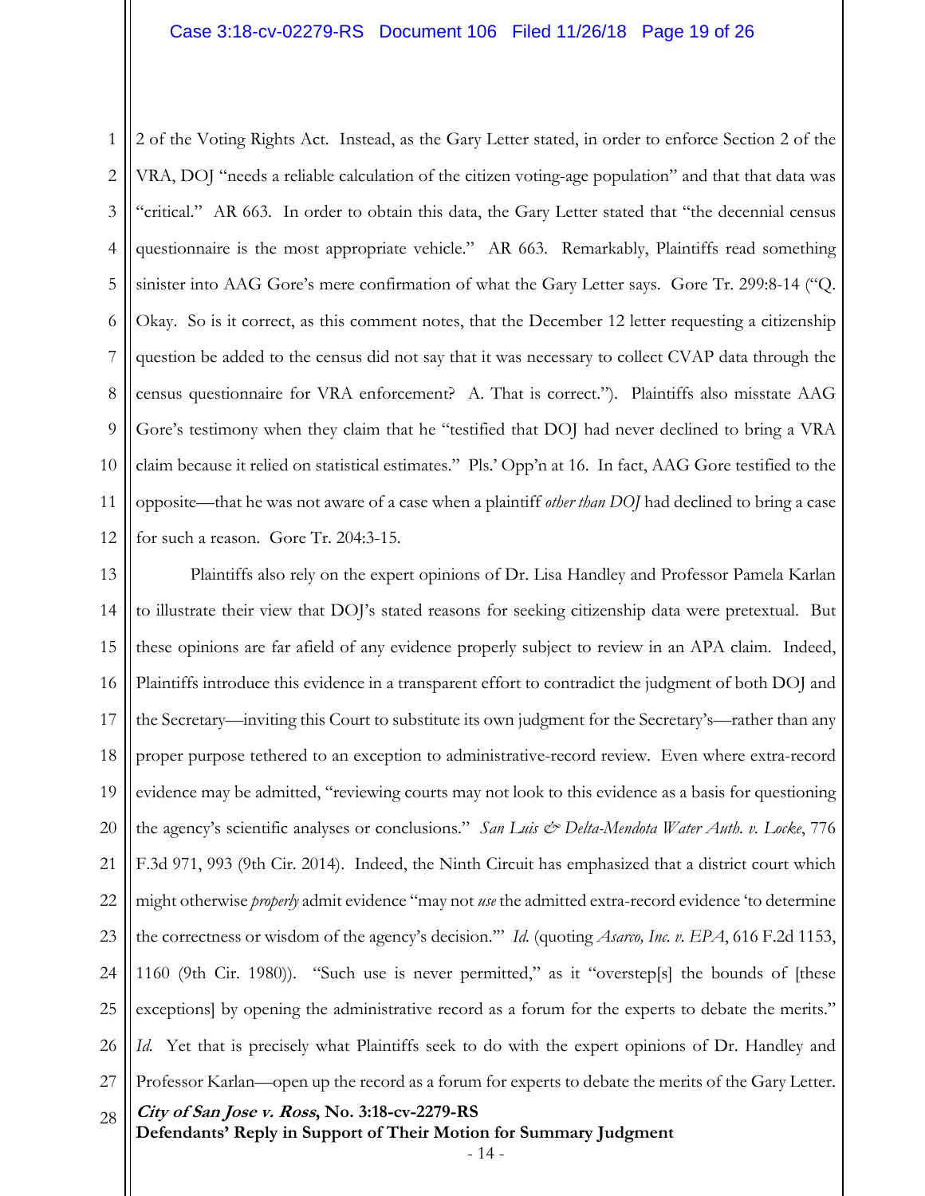2 of the Voting Rights Act. Instead, as the Gary Letter stated, in order to enforce Section 2 of the VRA, DOJ "needs a reliable calculation of the citizen voting-age population" and that that data was "critical." AR 663. In order to obtain this data, the Gary Letter stated that "the decennial census questionnaire is the most appropriate vehicle." AR 663. Remarkably, Plaintiffs read something sinister into AAG Gore's mere confirmation of what the Gary Letter says. Gore Tr. 299:8-14 ("Q. Okay. So is it correct, as this comment notes, that the December 12 letter requesting a citizenship question be added to the census did not say that it was necessary to collect CVAP data through the census questionnaire for VRA enforcement? A. That is correct."). Plaintiffs also misstate AAG Gore's testimony when they claim that he "testified that DOJ had never declined to bring a VRA claim because it relied on statistical estimates." Pls.' Opp'n at 16. In fact, AAG Gore testified to the opposite—that he was not aware of a case when a plaintiff *other than DOJ* had declined to bring a case for such a reason. Gore Tr. 204:3-15.

Plaintiffs also rely on the expert opinions of Dr. Lisa Handley and Professor Pamela Karlan to illustrate their view that DOJ's stated reasons for seeking citizenship data were pretextual. But these opinions are far afield of any evidence properly subject to review in an APA claim. Indeed, Plaintiffs introduce this evidence in a transparent effort to contradict the judgment of both DOJ and the Secretary—inviting this Court to substitute its own judgment for the Secretary's—rather than any proper purpose tethered to an exception to administrative-record review. Even where extra-record evidence may be admitted, "reviewing courts may not look to this evidence as a basis for questioning the agency's scientific analyses or conclusions." *San Luis & Delta-Mendota Water Auth. v. Locke*, 776 F.3d 971, 993 (9th Cir. 2014). Indeed, the Ninth Circuit has emphasized that a district court which might otherwise *properly* admit evidence "may not *use* the admitted extra-record evidence 'to determine the correctness or wisdom of the agency's decision.'" *Id.* (quoting *Asarco, Inc. v. EPA*, 616 F.2d 1153, 1160 (9th Cir. 1980)). "Such use is never permitted," as it "overstep[s] the bounds of [these exceptions] by opening the administrative record as a forum for the experts to debate the merits." *Id.* Yet that is precisely what Plaintiffs seek to do with the expert opinions of Dr. Handley and Professor Karlan—open up the record as a forum for experts to debate the merits of the Gary Letter.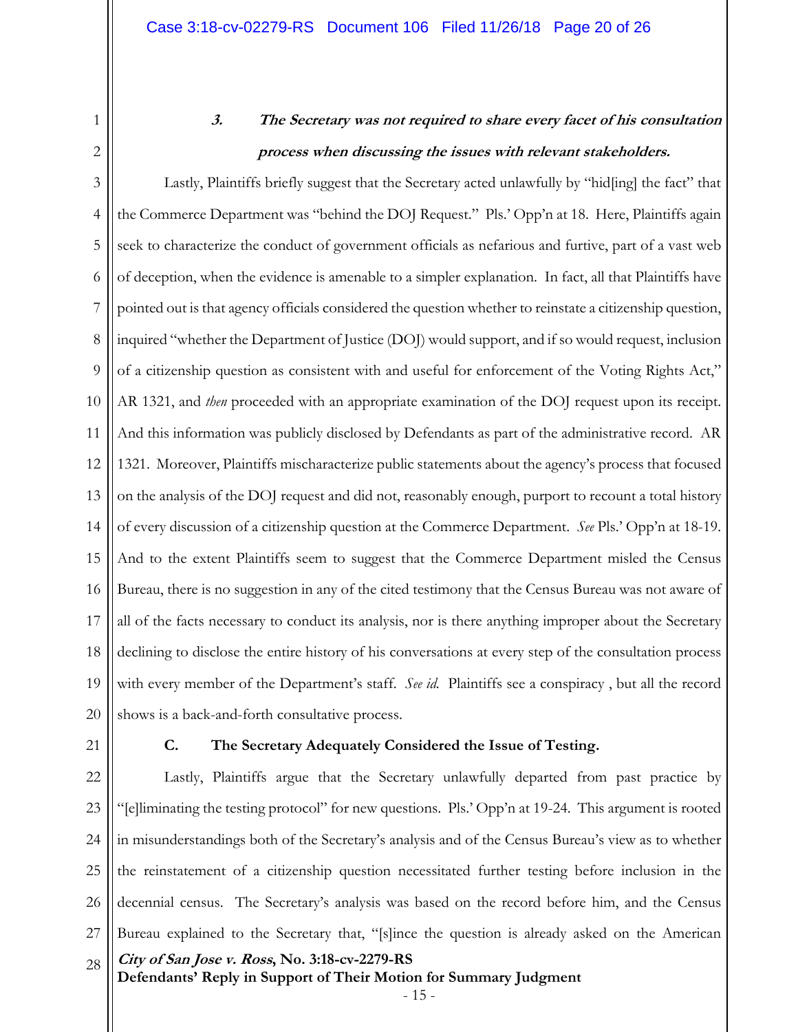### *3. The Secretary was not required to share every facet of his consultation process when discussing the issues with relevant stakeholders.*

Lastly, Plaintiffs briefly suggest that the Secretary acted unlawfully by "hid[ing] the fact" that the Commerce Department was "behind the DOJ Request." Pls.' Opp'n at 18. Here, Plaintiffs again seek to characterize the conduct of government officials as nefarious and furtive, part of a vast web of deception, when the evidence is amenable to a simpler explanation. In fact, all that Plaintiffs have pointed out is that agency officials considered the question whether to reinstate a citizenship question, inquired "whether the Department of Justice (DOJ) would support, and if so would request, inclusion of a citizenship question as consistent with and useful for enforcement of the Voting Rights Act," AR 1321, and *then* proceeded with an appropriate examination of the DOJ request upon its receipt. And this information was publicly disclosed by Defendants as part of the administrative record. AR 1321. Moreover, Plaintiffs mischaracterize public statements about the agency's process that focused on the analysis of the DOJ request and did not, reasonably enough, purport to recount a total history of every discussion of a citizenship question at the Commerce Department. *See* Pls.' Opp'n at 18-19. And to the extent Plaintiffs seem to suggest that the Commerce Department misled the Census Bureau, there is no suggestion in any of the cited testimony that the Census Bureau was not aware of all of the facts necessary to conduct its analysis, nor is there anything improper about the Secretary declining to disclose the entire history of his conversations at every step of the consultation process with every member of the Department's staff. *See id.* Plaintiffs see a conspiracy , but all the record shows is a back-and-forth consultative process.

## C. The Secretary Adequately Considered the Issue of Testing.

Lastly, Plaintiffs argue that the Secretary unlawfully departed from past practice by "[e]liminating the testing protocol" for new questions. Pls.' Opp'n at 19-24. This argument is rooted in misunderstandings both of the Secretary's analysis and of the Census Bureau's view as to whether the reinstatement of a citizenship question necessitated further testing before inclusion in the decennial census. The Secretary's analysis was based on the record before him, and the Census Bureau explained to the Secretary that, "[s]ince the question is already asked on the American

***City of San Jose v. Ross*, No. 3:18-cv-2279-RS**
**Defendants' Reply in Support of Their Motion for Summary Judgment**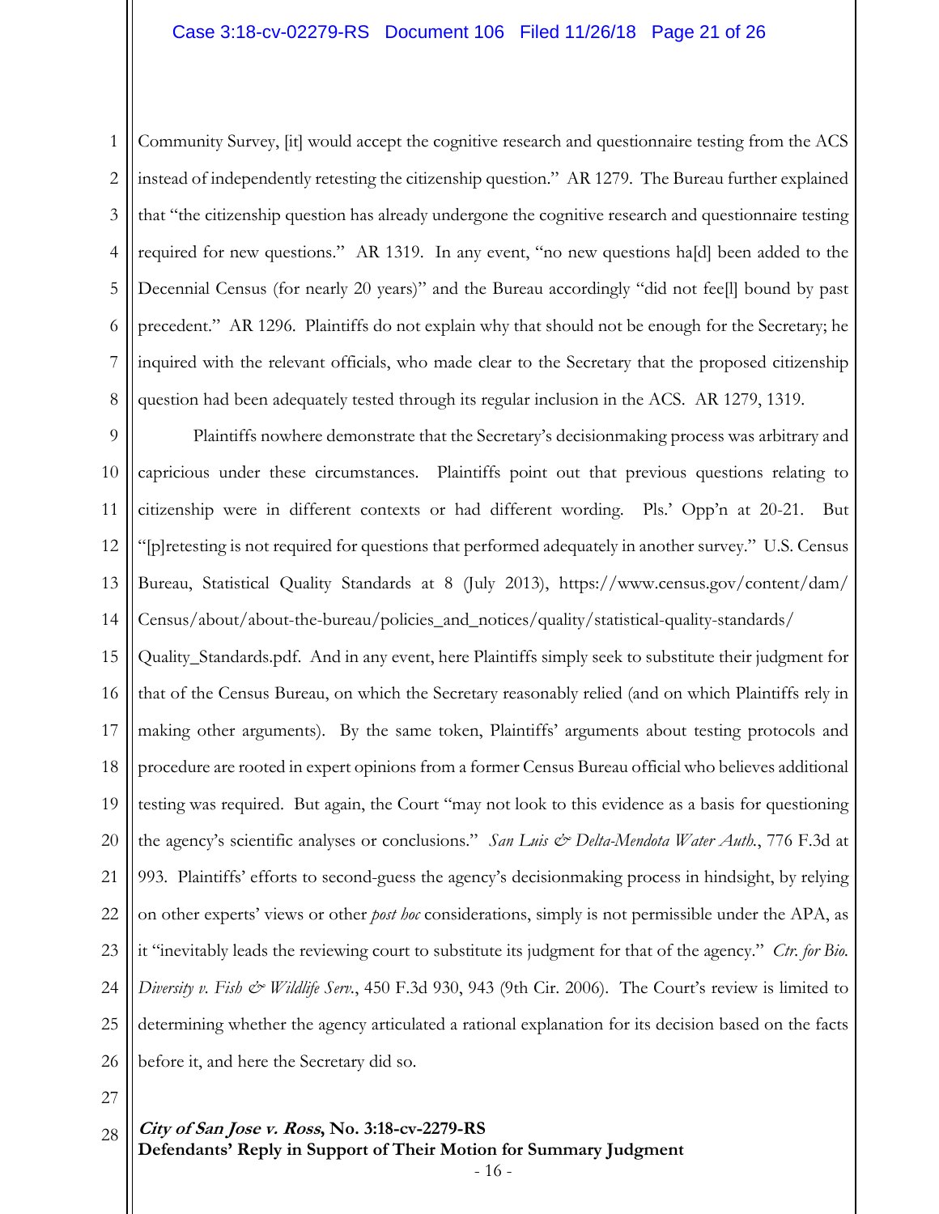Community Survey, [it] would accept the cognitive research and questionnaire testing from the ACS instead of independently retesting the citizenship question." AR 1279. The Bureau further explained that "the citizenship question has already undergone the cognitive research and questionnaire testing required for new questions." AR 1319. In any event, "no new questions ha[d] been added to the Decennial Census (for nearly 20 years)" and the Bureau accordingly "did not fee[l] bound by past precedent." AR 1296. Plaintiffs do not explain why that should not be enough for the Secretary; he inquired with the relevant officials, who made clear to the Secretary that the proposed citizenship question had been adequately tested through its regular inclusion in the ACS. AR 1279, 1319.

Plaintiffs nowhere demonstrate that the Secretary's decisionmaking process was arbitrary and capricious under these circumstances. Plaintiffs point out that previous questions relating to citizenship were in different contexts or had different wording. Pls.' Opp'n at 20-21. But "[p]retesting is not required for questions that performed adequately in another survey." U.S. Census Bureau, Statistical Quality Standards at 8 (July 2013), https://www.census.gov/content/dam/Census/about/about-the-bureau/policies_and_notices/quality/statistical-quality-standards/Quality_Standards.pdf. And in any event, here Plaintiffs simply seek to substitute their judgment for that of the Census Bureau, on which the Secretary reasonably relied (and on which Plaintiffs rely in making other arguments). By the same token, Plaintiffs' arguments about testing protocols and procedure are rooted in expert opinions from a former Census Bureau official who believes additional testing was required. But again, the Court "may not look to this evidence as a basis for questioning the agency's scientific analyses or conclusions." *San Luis & Delta-Mendota Water Auth.*, 776 F.3d at 993. Plaintiffs' efforts to second-guess the agency's decisionmaking process in hindsight, by relying on other experts' views or other *post hoc* considerations, simply is not permissible under the APA, as it "inevitably leads the reviewing court to substitute its judgment for that of the agency." *Ctr. for Bio. Diversity v. Fish & Wildlife Serv.*, 450 F.3d 930, 943 (9th Cir. 2006). The Court's review is limited to determining whether the agency articulated a rational explanation for its decision based on the facts before it, and here the Secretary did so.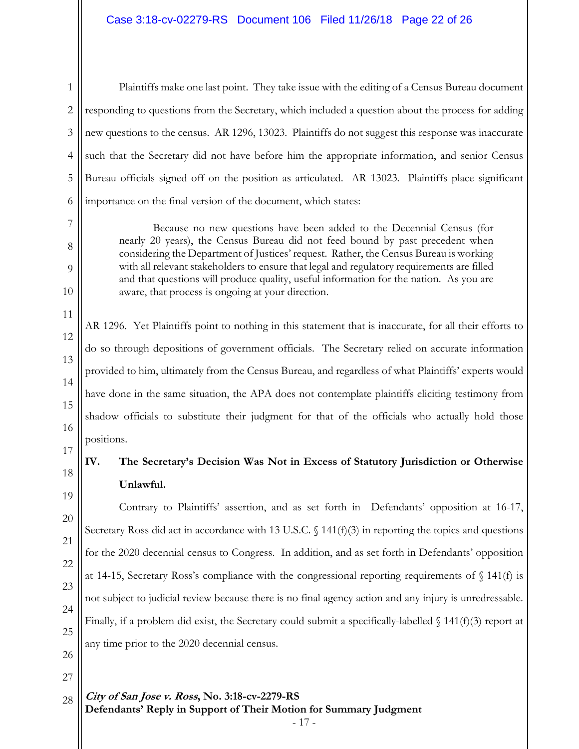Plaintiffs make one last point. They take issue with the editing of a Census Bureau document responding to questions from the Secretary, which included a question about the process for adding new questions to the census. AR 1296, 13023. Plaintiffs do not suggest this response was inaccurate such that the Secretary did not have before him the appropriate information, and senior Census Bureau officials signed off on the position as articulated. AR 13023. Plaintiffs place significant importance on the final version of the document, which states:

> Because no new questions have been added to the Decennial Census (for nearly 20 years), the Census Bureau did not feed bound by past precedent when considering the Department of Justices' request. Rather, the Census Bureau is working with all relevant stakeholders to ensure that legal and regulatory requirements are filled and that questions will produce quality, useful information for the nation. As you are aware, that process is ongoing at your direction.

AR 1296. Yet Plaintiffs point to nothing in this statement that is inaccurate, for all their efforts to do so through depositions of government officials. The Secretary relied on accurate information provided to him, ultimately from the Census Bureau, and regardless of what Plaintiffs' experts would have done in the same situation, the APA does not contemplate plaintiffs eliciting testimony from shadow officials to substitute their judgment for that of the officials who actually hold those positions.

## IV. The Secretary's Decision Was Not in Excess of Statutory Jurisdiction or Otherwise Unlawful.

Contrary to Plaintiffs' assertion, and as set forth in Defendants' opposition at 16-17, Secretary Ross did act in accordance with 13 U.S.C. § 141(f)(3) in reporting the topics and questions for the 2020 decennial census to Congress. In addition, and as set forth in Defendants' opposition at 14-15, Secretary Ross's compliance with the congressional reporting requirements of § 141(f) is not subject to judicial review because there is no final agency action and any injury is unredressable. Finally, if a problem did exist, the Secretary could submit a specifically-labelled § 141(f)(3) report at any time prior to the 2020 decennial census.

***City of San Jose v. Ross*, No. 3:18-cv-2279-RS**
**Defendants' Reply in Support of Their Motion for Summary Judgment**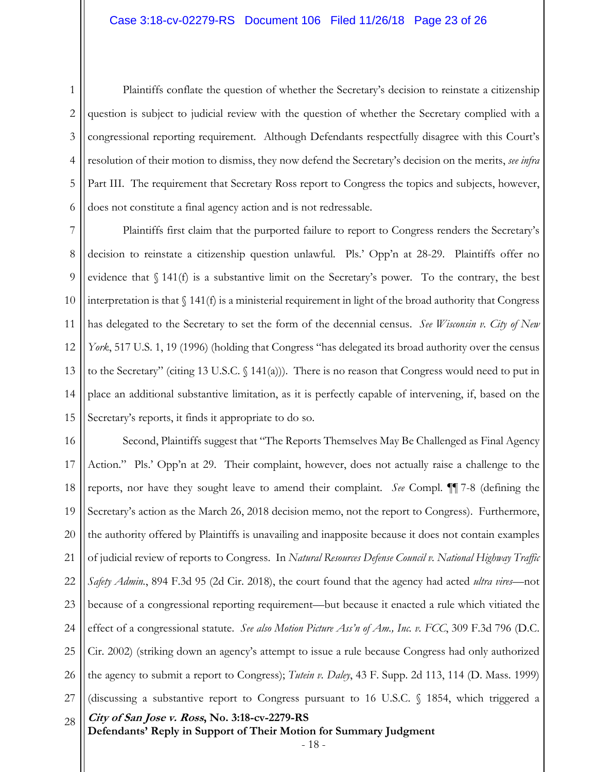Plaintiffs conflate the question of whether the Secretary's decision to reinstate a citizenship question is subject to judicial review with the question of whether the Secretary complied with a congressional reporting requirement. Although Defendants respectfully disagree with this Court's resolution of their motion to dismiss, they now defend the Secretary's decision on the merits, *see infra* Part III. The requirement that Secretary Ross report to Congress the topics and subjects, however, does not constitute a final agency action and is not redressable.

Plaintiffs first claim that the purported failure to report to Congress renders the Secretary's decision to reinstate a citizenship question unlawful. Pls.' Opp'n at 28-29. Plaintiffs offer no evidence that § 141(f) is a substantive limit on the Secretary's power. To the contrary, the best interpretation is that § 141(f) is a ministerial requirement in light of the broad authority that Congress has delegated to the Secretary to set the form of the decennial census. *See Wisconsin v. City of New York*, 517 U.S. 1, 19 (1996) (holding that Congress "has delegated its broad authority over the census to the Secretary" (citing 13 U.S.C. § 141(a))). There is no reason that Congress would need to put in place an additional substantive limitation, as it is perfectly capable of intervening, if, based on the Secretary's reports, it finds it appropriate to do so.

Second, Plaintiffs suggest that "The Reports Themselves May Be Challenged as Final Agency Action." Pls.' Opp'n at 29. Their complaint, however, does not actually raise a challenge to the reports, nor have they sought leave to amend their complaint. *See* Compl. ¶¶ 7-8 (defining the Secretary's action as the March 26, 2018 decision memo, not the report to Congress). Furthermore, the authority offered by Plaintiffs is unavailing and inapposite because it does not contain examples of judicial review of reports to Congress. In *Natural Resources Defense Council v. National Highway Traffic Safety Admin.*, 894 F.3d 95 (2d Cir. 2018), the court found that the agency had acted *ultra vires*—not because of a congressional reporting requirement—but because it enacted a rule which vitiated the effect of a congressional statute. *See also Motion Picture Ass'n of Am., Inc. v. FCC*, 309 F.3d 796 (D.C. Cir. 2002) (striking down an agency's attempt to issue a rule because Congress had only authorized the agency to submit a report to Congress); *Tutein v. Daley*, 43 F. Supp. 2d 113, 114 (D. Mass. 1999) (discussing a substantive report to Congress pursuant to 16 U.S.C. § 1854, which triggered a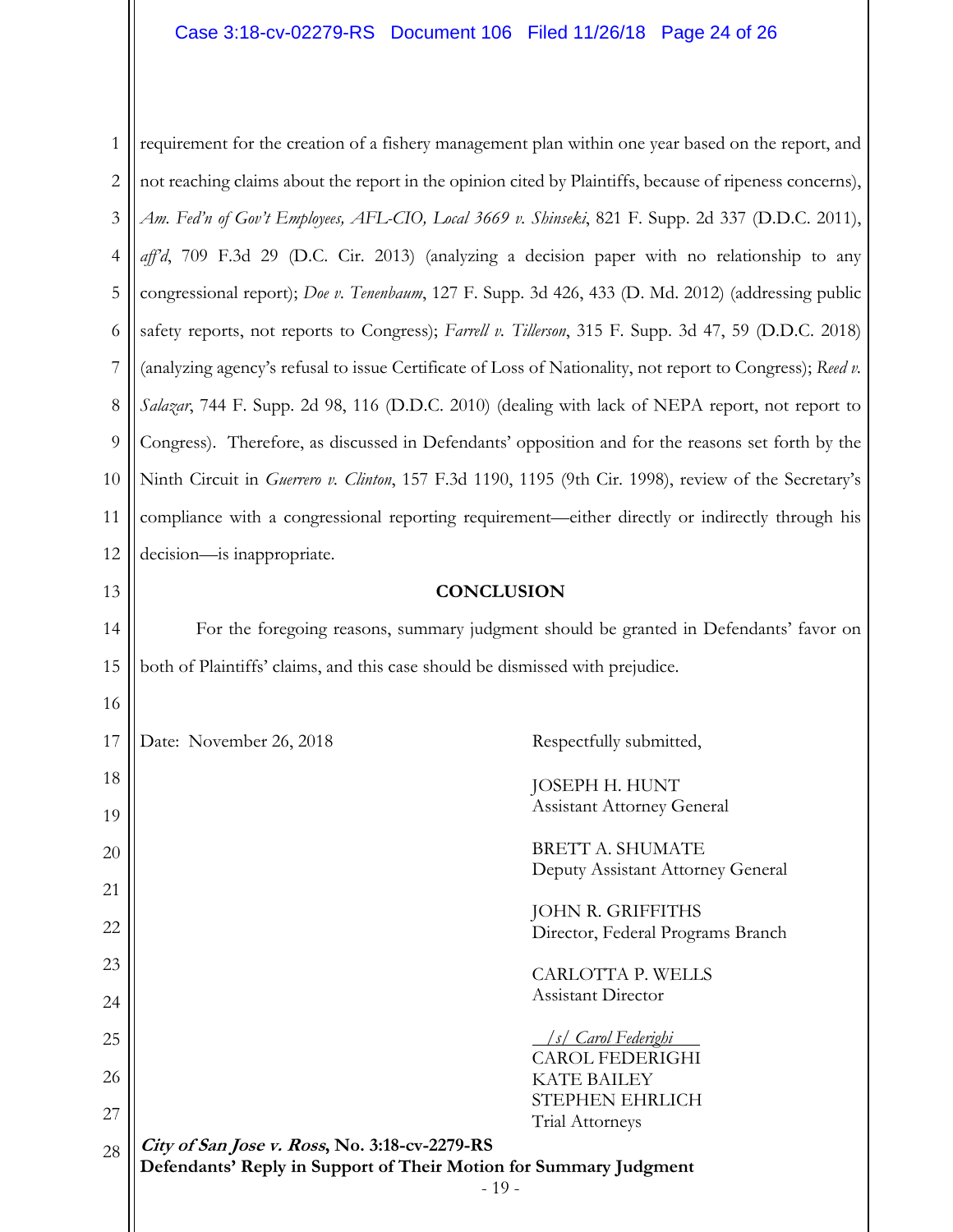requirement for the creation of a fishery management plan within one year based on the report, and not reaching claims about the report in the opinion cited by Plaintiffs, because of ripeness concerns), *Am. Fed'n of Gov't Employees, AFL-CIO, Local 3669 v. Shinseki*, 821 F. Supp. 2d 337 (D.D.C. 2011), *aff'd*, 709 F.3d 29 (D.C. Cir. 2013) (analyzing a decision paper with no relationship to any congressional report); *Doe v. Tenenbaum*, 127 F. Supp. 3d 426, 433 (D. Md. 2012) (addressing public safety reports, not reports to Congress); *Farrell v. Tillerson*, 315 F. Supp. 3d 47, 59 (D.D.C. 2018) (analyzing agency's refusal to issue Certificate of Loss of Nationality, not report to Congress); *Reed v. Salazar*, 744 F. Supp. 2d 98, 116 (D.D.C. 2010) (dealing with lack of NEPA report, not report to Congress). Therefore, as discussed in Defendants' opposition and for the reasons set forth by the Ninth Circuit in *Guerrero v. Clinton*, 157 F.3d 1190, 1195 (9th Cir. 1998), review of the Secretary's compliance with a congressional reporting requirement—either directly or indirectly through his decision—is inappropriate.

## CONCLUSION

For the foregoing reasons, summary judgment should be granted in Defendants' favor on both of Plaintiffs' claims, and this case should be dismissed with prejudice.

Date: November 26, 2018

Respectfully submitted,

JOSEPH H. HUNT
Assistant Attorney General

BRETT A. SHUMATE
Deputy Assistant Attorney General

JOHN R. GRIFFITHS
Director, Federal Programs Branch

CARLOTTA P. WELLS
Assistant Director

*/s/ Carol Federighi*
CAROL FEDERIGHI
KATE BAILEY
STEPHEN EHRLICH
Trial Attorneys

***City of San Jose v. Ross*, No. 3:18-cv-2279-RS**
**Defendants' Reply in Support of Their Motion for Summary Judgment**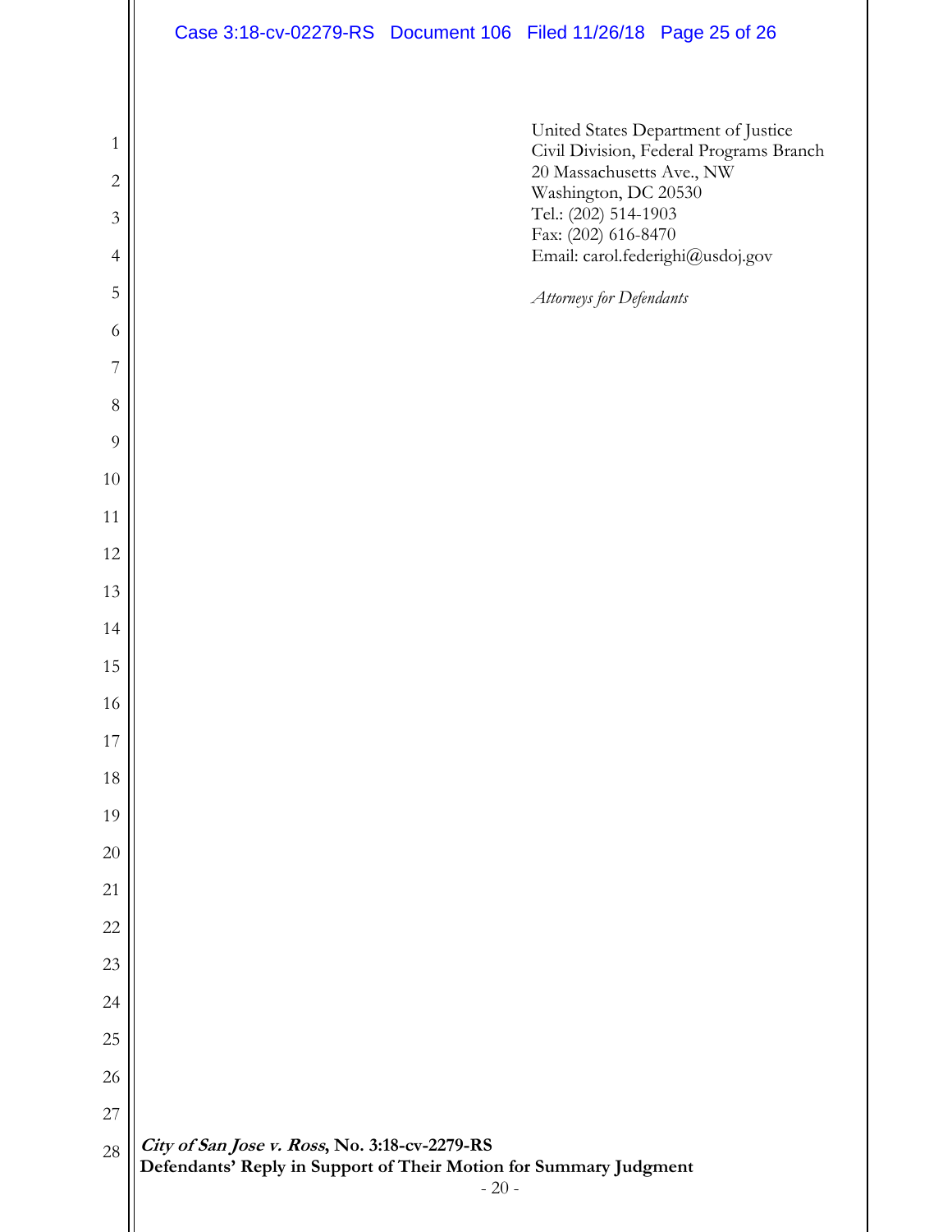United States Department of Justice
Civil Division, Federal Programs Branch
20 Massachusetts Ave., NW
Washington, DC 20530
Tel.: (202) 514-1903
Fax: (202) 616-8470
Email: carol.federighi@usdoj.gov

*Attorneys for Defendants*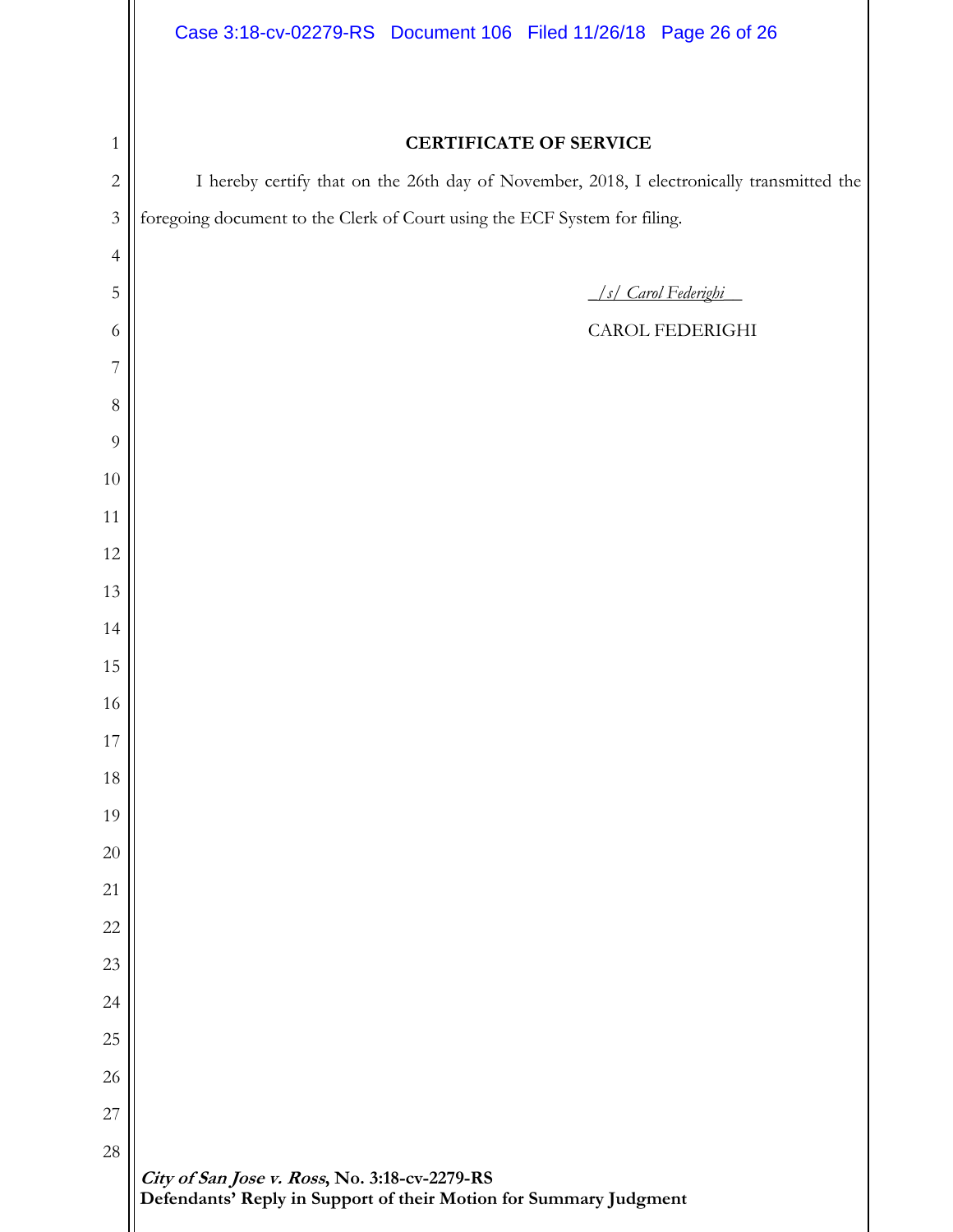**CERTIFICATE OF SERVICE**

I hereby certify that on the 26th day of November, 2018, I electronically transmitted the foregoing document to the Clerk of Court using the ECF System for filing.

*/s/ Carol Federighi*

CAROL FEDERIGHI